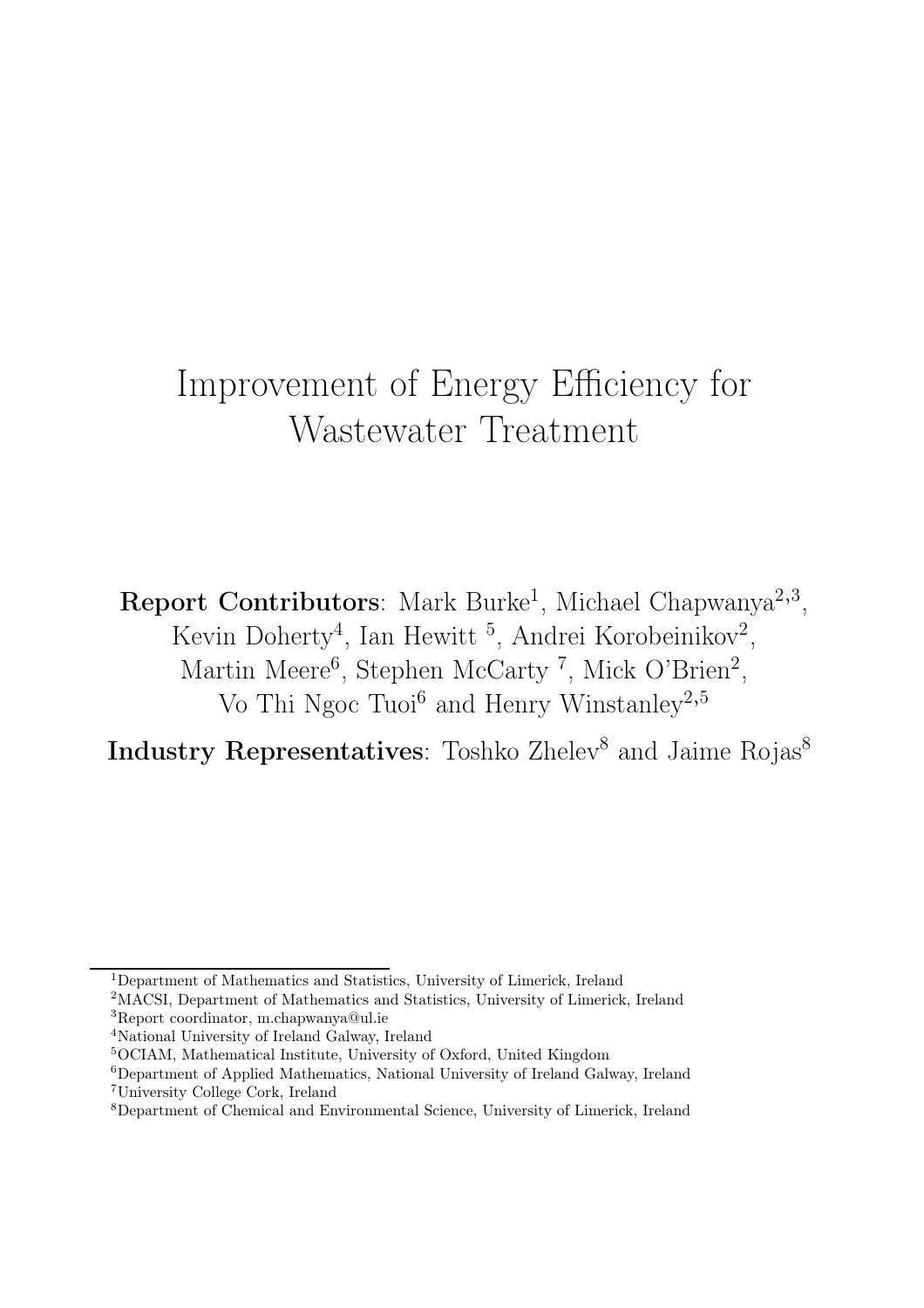# Improvement of Energy Efficiency for Wastewater Treatment

**Report Contributors**: Mark Burke[1], Michael Chapwanya[2,3], Kevin Doherty[4], Ian Hewitt [5], Andrei Korobeinikov[2], Martin Meere[6], Stephen McCarty [7], Mick O'Brien[2], Vo Thi Ngoc Tuoi[6] and Henry Winstanley[2,5]

**Industry Representatives**: Toshko Zhelev[8] and Jaime Rojas[8]

---

[1]Department of Mathematics and Statistics, University of Limerick, Ireland

[2]MACSI, Department of Mathematics and Statistics, University of Limerick, Ireland

[3]Report coordinator, m.chapwanya@ul.ie

[4]National University of Ireland Galway, Ireland

[5]OCIAM, Mathematical Institute, University of Oxford, United Kingdom

[6]Department of Applied Mathematics, National University of Ireland Galway, Ireland

[7]University College Cork, Ireland

[8]Department of Chemical and Environmental Science, University of Limerick, Ireland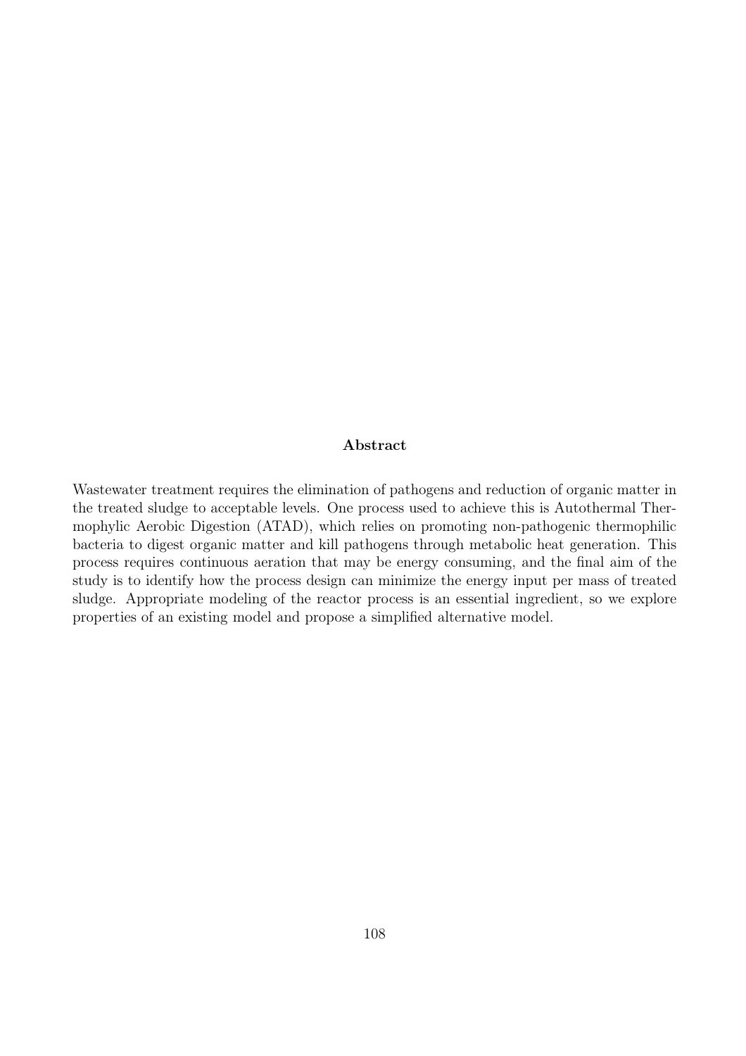**Abstract**

Wastewater treatment requires the elimination of pathogens and reduction of organic matter in the treated sludge to acceptable levels. One process used to achieve this is Autothermal Thermophylic Aerobic Digestion (ATAD), which relies on promoting non-pathogenic thermophilic bacteria to digest organic matter and kill pathogens through metabolic heat generation. This process requires continuous aeration that may be energy consuming, and the final aim of the study is to identify how the process design can minimize the energy input per mass of treated sludge. Appropriate modeling of the reactor process is an essential ingredient, so we explore properties of an existing model and propose a simplified alternative model.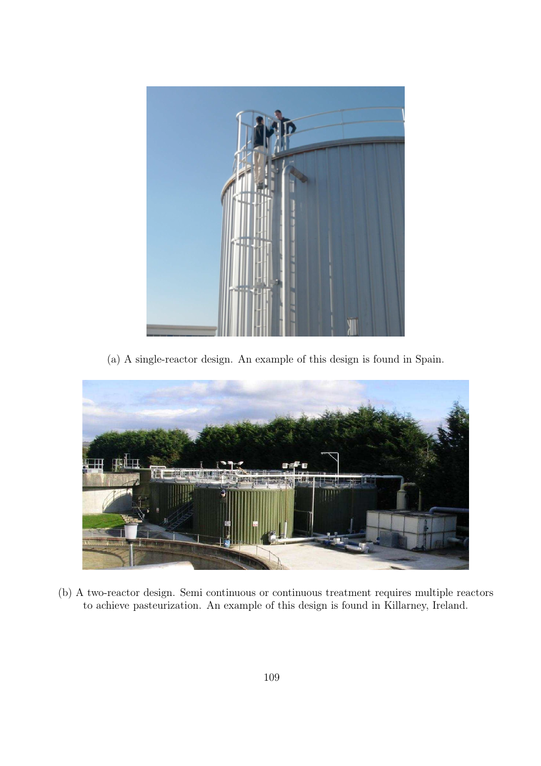(a) A single-reactor design. An example of this design is found in Spain.

(b) A two-reactor design. Semi continuous or continuous treatment requires multiple reactors to achieve pasteurization. An example of this design is found in Killarney, Ireland.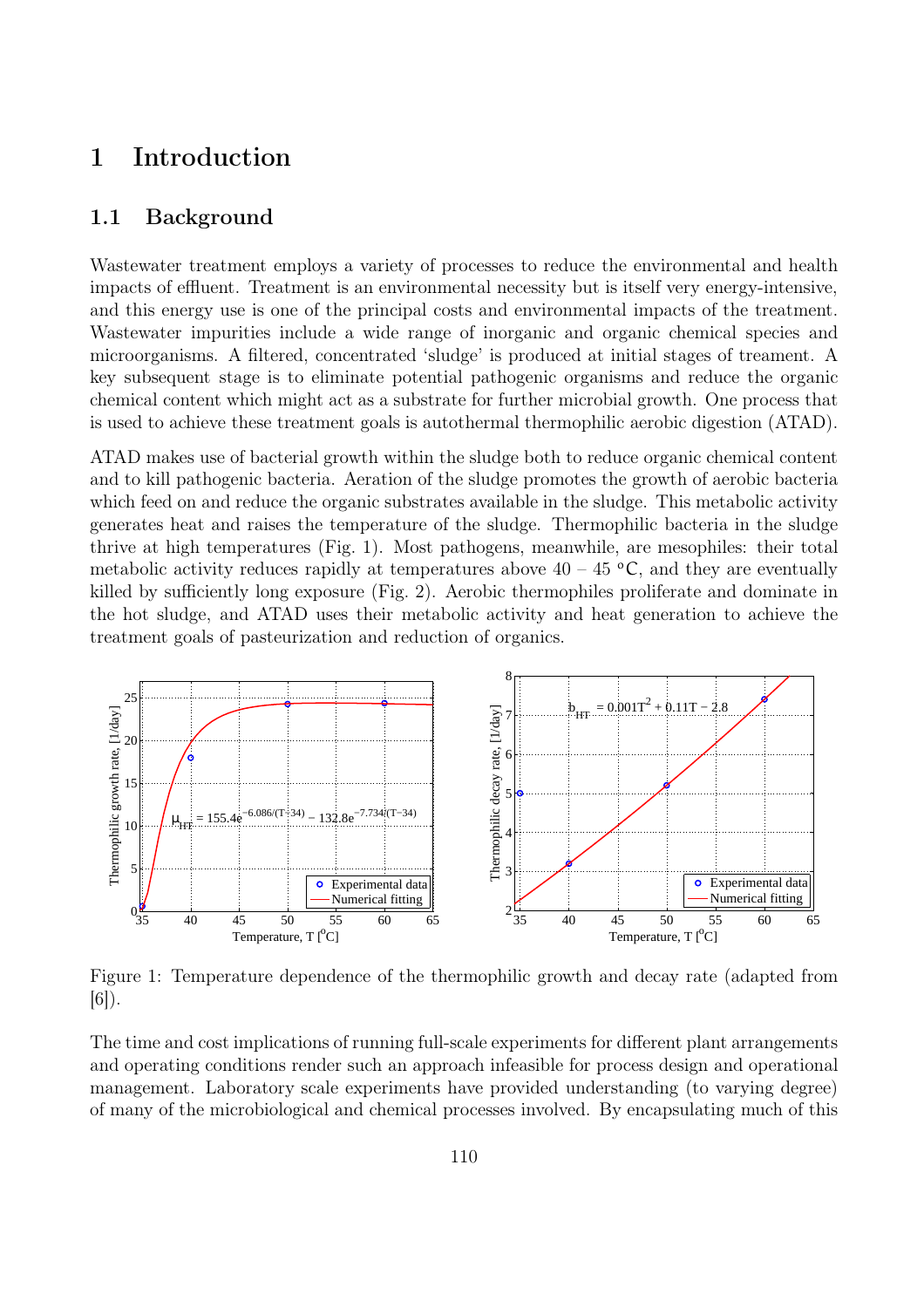# 1 Introduction

## 1.1 Background

Wastewater treatment employs a variety of processes to reduce the environmental and health impacts of effluent. Treatment is an environmental necessity but is itself very energy-intensive, and this energy use is one of the principal costs and environmental impacts of the treatment. Wastewater impurities include a wide range of inorganic and organic chemical species and microorganisms. A filtered, concentrated 'sludge' is produced at initial stages of treament. A key subsequent stage is to eliminate potential pathogenic organisms and reduce the organic chemical content which might act as a substrate for further microbial growth. One process that is used to achieve these treatment goals is autothermal thermophilic aerobic digestion (ATAD).

ATAD makes use of bacterial growth within the sludge both to reduce organic chemical content and to kill pathogenic bacteria. Aeration of the sludge promotes the growth of aerobic bacteria which feed on and reduce the organic substrates available in the sludge. This metabolic activity generates heat and raises the temperature of the sludge. Thermophilic bacteria in the sludge thrive at high temperatures (Fig. 1). Most pathogens, meanwhile, are mesophiles: their total metabolic activity reduces rapidly at temperatures above 40 – 45 °C, and they are eventually killed by sufficiently long exposure (Fig. 2). Aerobic thermophiles proliferate and dominate in the hot sludge, and ATAD uses their metabolic activity and heat generation to achieve the treatment goals of pasteurization and reduction of organics.

Figure 1: Temperature dependence of the thermophilic growth and decay rate (adapted from [6]).

The time and cost implications of running full-scale experiments for different plant arrangements and operating conditions render such an approach infeasible for process design and operational management. Laboratory scale experiments have provided understanding (to varying degree) of many of the microbiological and chemical processes involved. By encapsulating much of this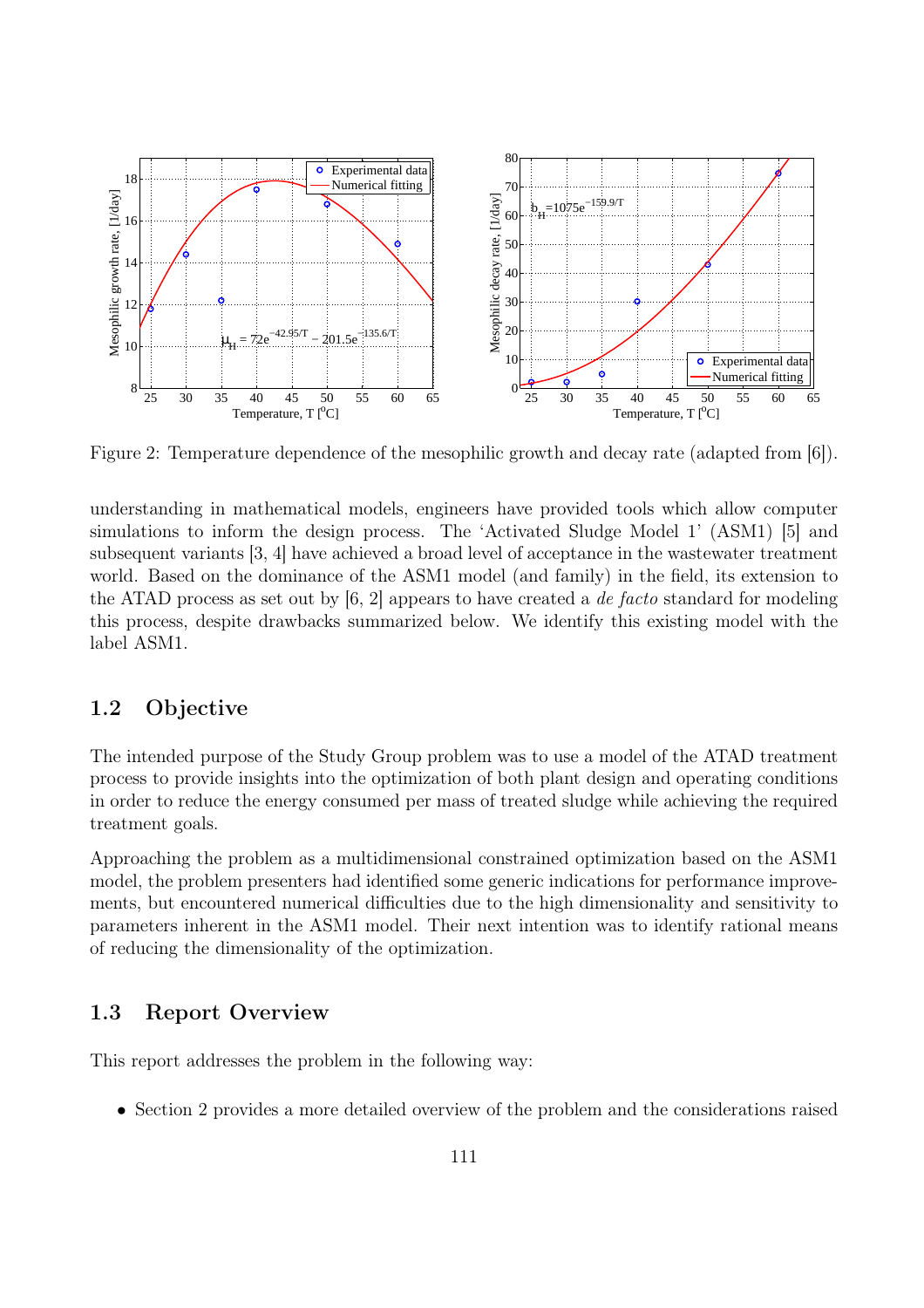Figure 2: Temperature dependence of the mesophilic growth and decay rate (adapted from [6]).

understanding in mathematical models, engineers have provided tools which allow computer simulations to inform the design process. The 'Activated Sludge Model 1' (ASM1) [5] and subsequent variants [3, 4] have achieved a broad level of acceptance in the wastewater treatment world. Based on the dominance of the ASM1 model (and family) in the field, its extension to the ATAD process as set out by [6, 2] appears to have created a *de facto* standard for modeling this process, despite drawbacks summarized below. We identify this existing model with the label ASM1.

### 1.2 Objective

The intended purpose of the Study Group problem was to use a model of the ATAD treatment process to provide insights into the optimization of both plant design and operating conditions in order to reduce the energy consumed per mass of treated sludge while achieving the required treatment goals.

Approaching the problem as a multidimensional constrained optimization based on the ASM1 model, the problem presenters had identified some generic indications for performance improvements, but encountered numerical difficulties due to the high dimensionality and sensitivity to parameters inherent in the ASM1 model. Their next intention was to identify rational means of reducing the dimensionality of the optimization.

### 1.3 Report Overview

This report addresses the problem in the following way:

- Section 2 provides a more detailed overview of the problem and the considerations raised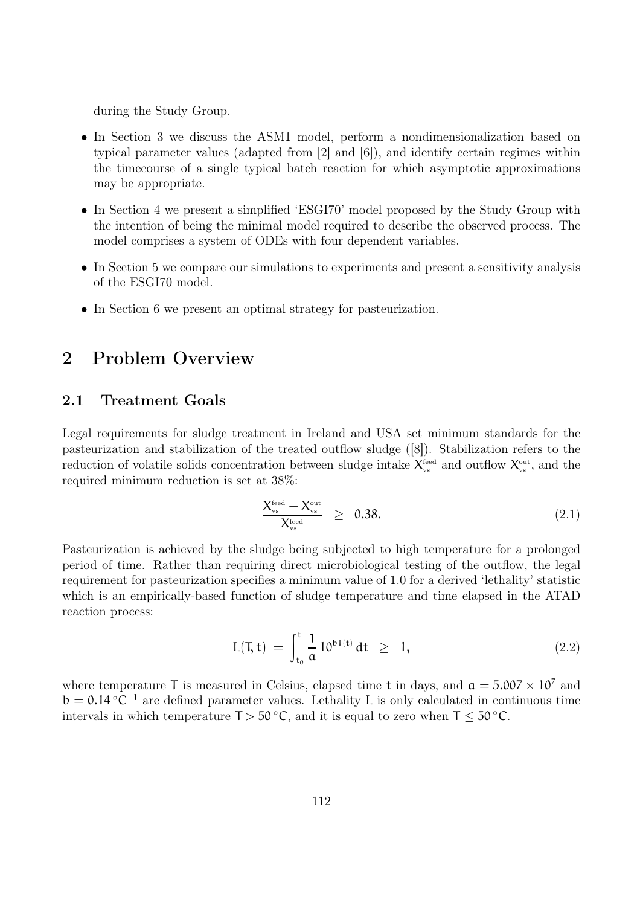during the Study Group.

- In Section 3 we discuss the ASM1 model, perform a nondimensionalization based on typical parameter values (adapted from [2] and [6]), and identify certain regimes within the timecourse of a single typical batch reaction for which asymptotic approximations may be appropriate.
- In Section 4 we present a simplified 'ESGI70' model proposed by the Study Group with the intention of being the minimal model required to describe the observed process. The model comprises a system of ODEs with four dependent variables.
- In Section 5 we compare our simulations to experiments and present a sensitivity analysis of the ESGI70 model.
- In Section 6 we present an optimal strategy for pasteurization.

## 2 Problem Overview

### 2.1 Treatment Goals

Legal requirements for sludge treatment in Ireland and USA set minimum standards for the pasteurization and stabilization of the treated outflow sludge ([8]). Stabilization refers to the reduction of volatile solids concentration between sludge intake $X_{vs}^{feed}$ and outflow $X_{vs}^{out}$, and the required minimum reduction is set at 38%:

$$\frac{X_{vs}^{feed} - X_{vs}^{out}}{X_{vs}^{feed}} \geq 0.38. \tag{2.1}$$

Pasteurization is achieved by the sludge being subjected to high temperature for a prolonged period of time. Rather than requiring direct microbiological testing of the outflow, the legal requirement for pasteurization specifies a minimum value of 1.0 for a derived 'lethality' statistic which is an empirically-based function of sludge temperature and time elapsed in the ATAD reaction process:

$$L(T, t) = \int_{t_0}^{t} \frac{1}{a} 10^{bT(t)} \, dt \geq 1, \tag{2.2}$$

where temperature $T$ is measured in Celsius, elapsed time $t$ in days, and $a = 5.007 \times 10^7$ and $b = 0.14\,^{\circ}C^{-1}$ are defined parameter values. Lethality $L$ is only calculated in continuous time intervals in which temperature $T > 50\,^{\circ}C$, and it is equal to zero when $T \leq 50\,^{\circ}C$.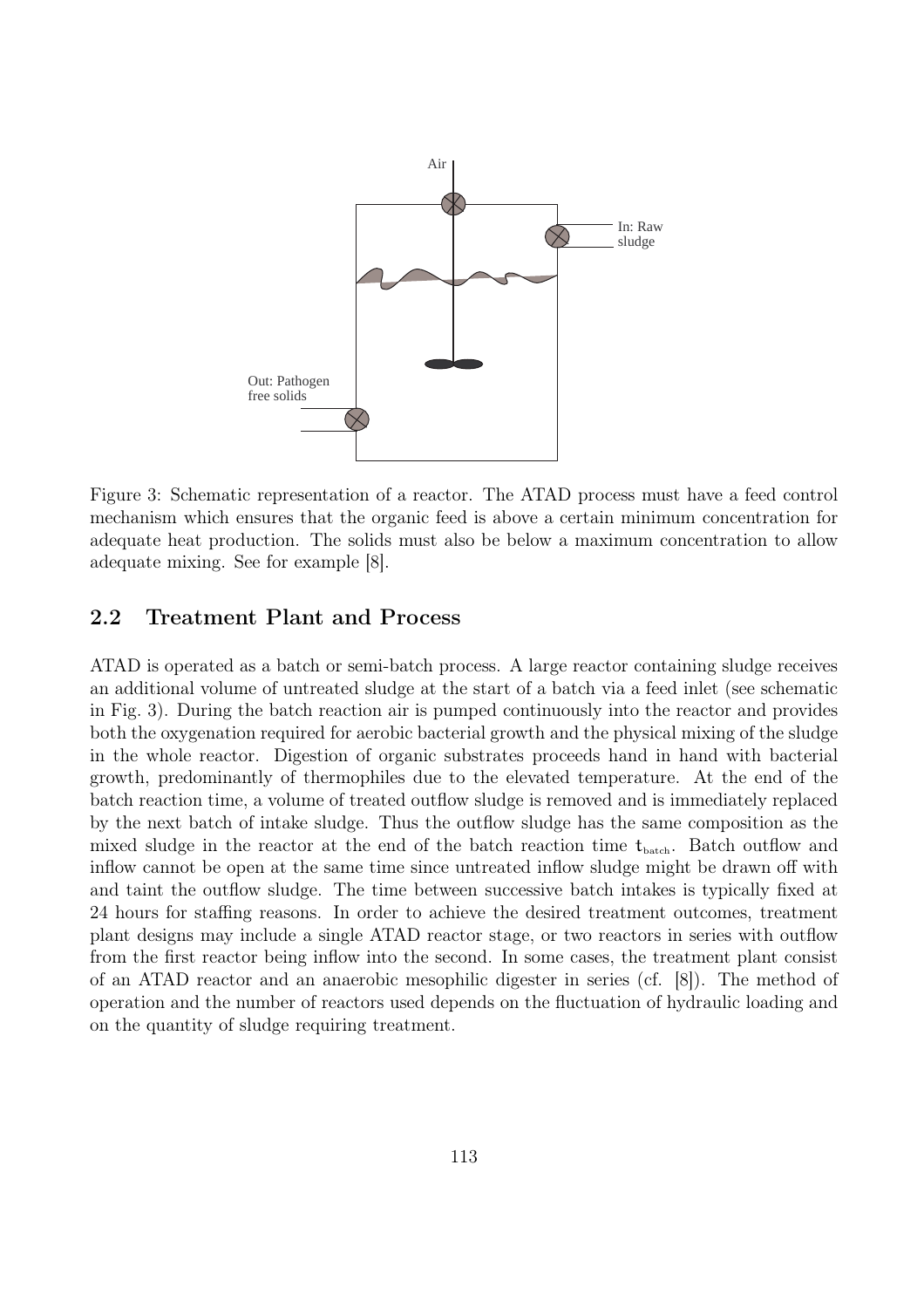Figure 3: Schematic representation of a reactor. The ATAD process must have a feed control mechanism which ensures that the organic feed is above a certain minimum concentration for adequate heat production. The solids must also be below a maximum concentration to allow adequate mixing. See for example [8].

## 2.2 Treatment Plant and Process

ATAD is operated as a batch or semi-batch process. A large reactor containing sludge receives an additional volume of untreated sludge at the start of a batch via a feed inlet (see schematic in Fig. 3). During the batch reaction air is pumped continuously into the reactor and provides both the oxygenation required for aerobic bacterial growth and the physical mixing of the sludge in the whole reactor. Digestion of organic substrates proceeds hand in hand with bacterial growth, predominantly of thermophiles due to the elevated temperature. At the end of the batch reaction time, a volume of treated outflow sludge is removed and is immediately replaced by the next batch of intake sludge. Thus the outflow sludge has the same composition as the mixed sludge in the reactor at the end of the batch reaction time $t_{batch}$. Batch outflow and inflow cannot be open at the same time since untreated inflow sludge might be drawn off with and taint the outflow sludge. The time between successive batch intakes is typically fixed at 24 hours for staffing reasons. In order to achieve the desired treatment outcomes, treatment plant designs may include a single ATAD reactor stage, or two reactors in series with outflow from the first reactor being inflow into the second. In some cases, the treatment plant consist of an ATAD reactor and an anaerobic mesophilic digester in series (cf. [8]). The method of operation and the number of reactors used depends on the fluctuation of hydraulic loading and on the quantity of sludge requiring treatment.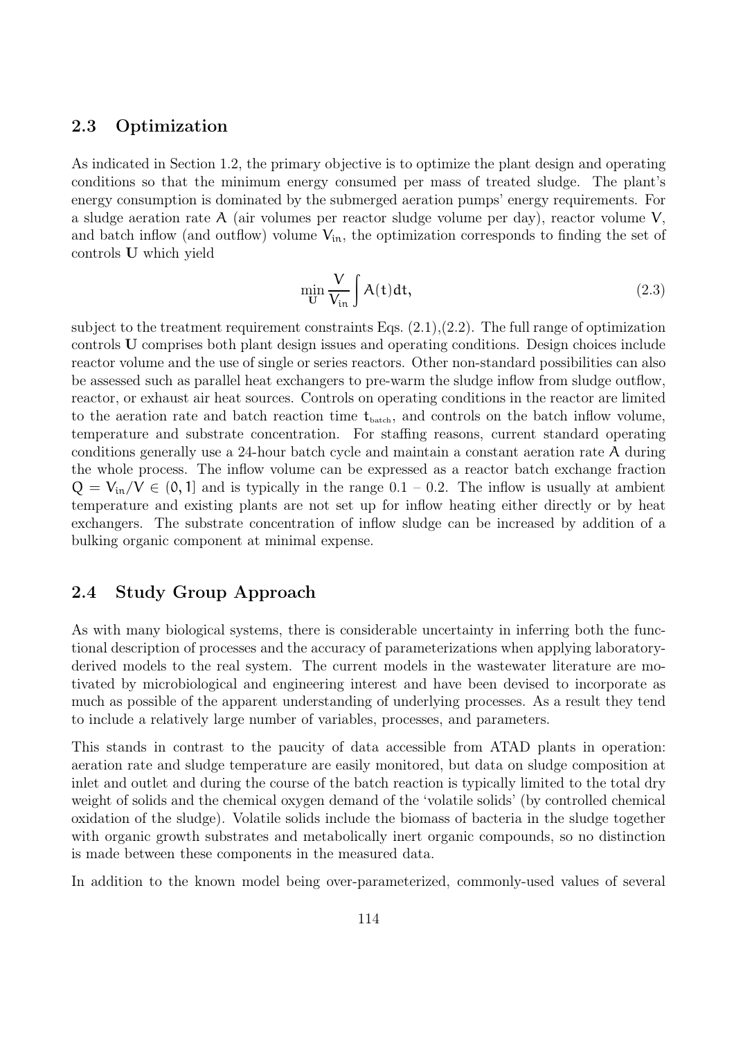## 2.3 Optimization

As indicated in Section 1.2, the primary objective is to optimize the plant design and operating conditions so that the minimum energy consumed per mass of treated sludge. The plant's energy consumption is dominated by the submerged aeration pumps' energy requirements. For a sludge aeration rate $A$ (air volumes per reactor sludge volume per day), reactor volume $V$, and batch inflow (and outflow) volume $V_{in}$, the optimization corresponds to finding the set of controls $\mathbf{U}$ which yield

$$\min_{\mathbf{U}} \frac{V}{V_{in}} \int A(t)dt, \tag{2.3}$$

subject to the treatment requirement constraints Eqs. (2.1),(2.2). The full range of optimization controls $\mathbf{U}$ comprises both plant design issues and operating conditions. Design choices include reactor volume and the use of single or series reactors. Other non-standard possibilities can also be assessed such as parallel heat exchangers to pre-warm the sludge inflow from sludge outflow, reactor, or exhaust air heat sources. Controls on operating conditions in the reactor are limited to the aeration rate and batch reaction time $t_{batch}$, and controls on the batch inflow volume, temperature and substrate concentration. For staffing reasons, current standard operating conditions generally use a 24-hour batch cycle and maintain a constant aeration rate $A$ during the whole process. The inflow volume can be expressed as a reactor batch exchange fraction $Q = V_{in}/V \in (0, 1]$ and is typically in the range 0.1 – 0.2. The inflow is usually at ambient temperature and existing plants are not set up for inflow heating either directly or by heat exchangers. The substrate concentration of inflow sludge can be increased by addition of a bulking organic component at minimal expense.

## 2.4 Study Group Approach

As with many biological systems, there is considerable uncertainty in inferring both the functional description of processes and the accuracy of parameterizations when applying laboratory-derived models to the real system. The current models in the wastewater literature are motivated by microbiological and engineering interest and have been devised to incorporate as much as possible of the apparent understanding of underlying processes. As a result they tend to include a relatively large number of variables, processes, and parameters.

This stands in contrast to the paucity of data accessible from ATAD plants in operation: aeration rate and sludge temperature are easily monitored, but data on sludge composition at inlet and outlet and during the course of the batch reaction is typically limited to the total dry weight of solids and the chemical oxygen demand of the 'volatile solids' (by controlled chemical oxidation of the sludge). Volatile solids include the biomass of bacteria in the sludge together with organic growth substrates and metabolically inert organic compounds, so no distinction is made between these components in the measured data.

In addition to the known model being over-parameterized, commonly-used values of several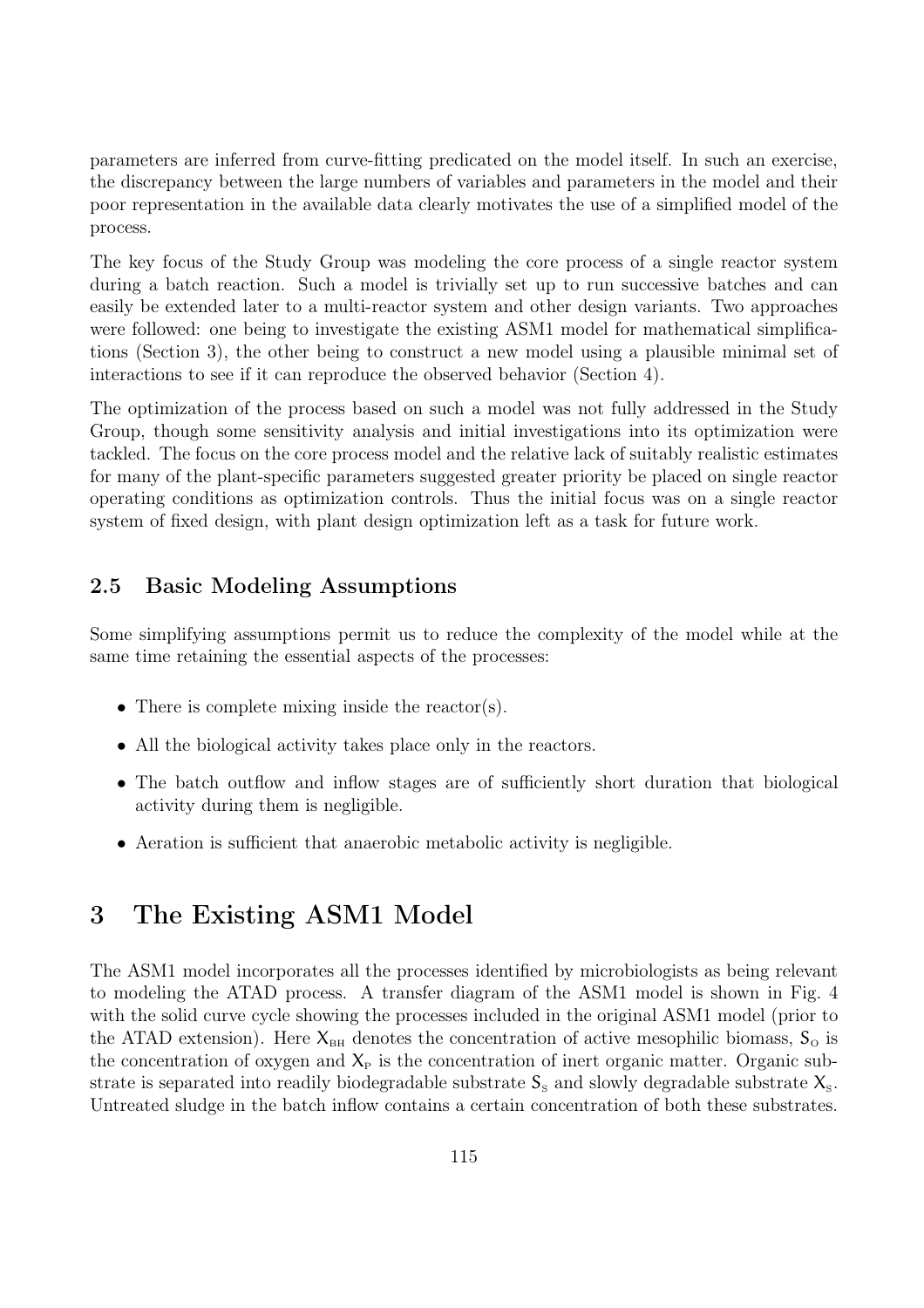parameters are inferred from curve-fitting predicated on the model itself. In such an exercise, the discrepancy between the large numbers of variables and parameters in the model and their poor representation in the available data clearly motivates the use of a simplified model of the process.

The key focus of the Study Group was modeling the core process of a single reactor system during a batch reaction. Such a model is trivially set up to run successive batches and can easily be extended later to a multi-reactor system and other design variants. Two approaches were followed: one being to investigate the existing ASM1 model for mathematical simplifications (Section 3), the other being to construct a new model using a plausible minimal set of interactions to see if it can reproduce the observed behavior (Section 4).

The optimization of the process based on such a model was not fully addressed in the Study Group, though some sensitivity analysis and initial investigations into its optimization were tackled. The focus on the core process model and the relative lack of suitably realistic estimates for many of the plant-specific parameters suggested greater priority be placed on single reactor operating conditions as optimization controls. Thus the initial focus was on a single reactor system of fixed design, with plant design optimization left as a task for future work.

### 2.5 Basic Modeling Assumptions

Some simplifying assumptions permit us to reduce the complexity of the model while at the same time retaining the essential aspects of the processes:

- There is complete mixing inside the reactor(s).
- All the biological activity takes place only in the reactors.
- The batch outflow and inflow stages are of sufficiently short duration that biological activity during them is negligible.
- Aeration is sufficient that anaerobic metabolic activity is negligible.

## 3 The Existing ASM1 Model

The ASM1 model incorporates all the processes identified by microbiologists as being relevant to modeling the ATAD process. A transfer diagram of the ASM1 model is shown in Fig. 4 with the solid curve cycle showing the processes included in the original ASM1 model (prior to the ATAD extension). Here $X_{BH}$ denotes the concentration of active mesophilic biomass, $S_O$ is the concentration of oxygen and $X_P$ is the concentration of inert organic matter. Organic substrate is separated into readily biodegradable substrate $S_S$ and slowly degradable substrate $X_S$. Untreated sludge in the batch inflow contains a certain concentration of both these substrates.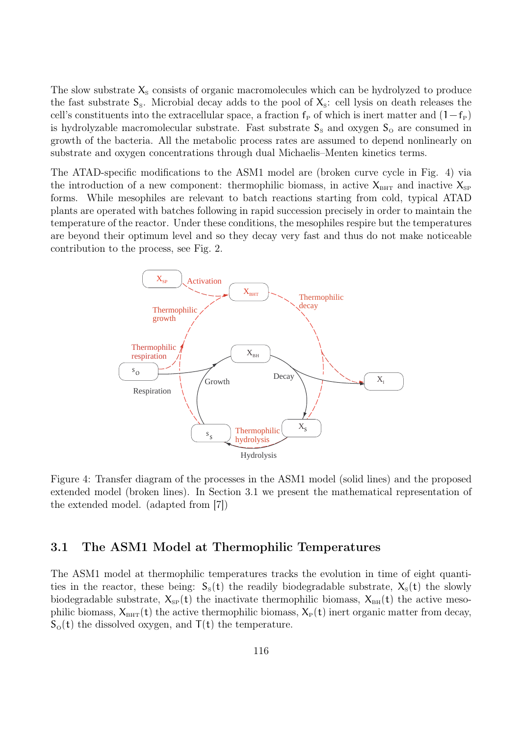The slow substrate $X_S$ consists of organic macromolecules which can be hydrolyzed to produce the fast substrate $S_S$. Microbial decay adds to the pool of $X_S$: cell lysis on death releases the cell's constituents into the extracellular space, a fraction $f_P$ of which is inert matter and $(1-f_P)$ is hydrolyzable macromolecular substrate. Fast substrate $S_S$ and oxygen $S_O$ are consumed in growth of the bacteria. All the metabolic process rates are assumed to depend nonlinearly on substrate and oxygen concentrations through dual Michaelis–Menten kinetics terms.

The ATAD-specific modifications to the ASM1 model are (broken curve cycle in Fig. 4) via the introduction of a new component: thermophilic biomass, in active $X_{BHT}$ and inactive $X_{SP}$ forms. While mesophiles are relevant to batch reactions starting from cold, typical ATAD plants are operated with batches following in rapid succession precisely in order to maintain the temperature of the reactor. Under these conditions, the mesophiles respire but the temperatures are beyond their optimum level and so they decay very fast and thus do not make noticeable contribution to the process, see Fig. 2.

Figure 4: Transfer diagram of the processes in the ASM1 model (solid lines) and the proposed extended model (broken lines). In Section 3.1 we present the mathematical representation of the extended model. (adapted from [7])

### 3.1 The ASM1 Model at Thermophilic Temperatures

The ASM1 model at thermophilic temperatures tracks the evolution in time of eight quantities in the reactor, these being: $S_S(t)$ the readily biodegradable substrate, $X_S(t)$ the slowly biodegradable substrate, $X_{SP}(t)$ the inactivate thermophilic biomass, $X_{BH}(t)$ the active mesophilic biomass, $X_{BHT}(t)$ the active thermophilic biomass, $X_P(t)$ inert organic matter from decay, $S_O(t)$ the dissolved oxygen, and $T(t)$ the temperature.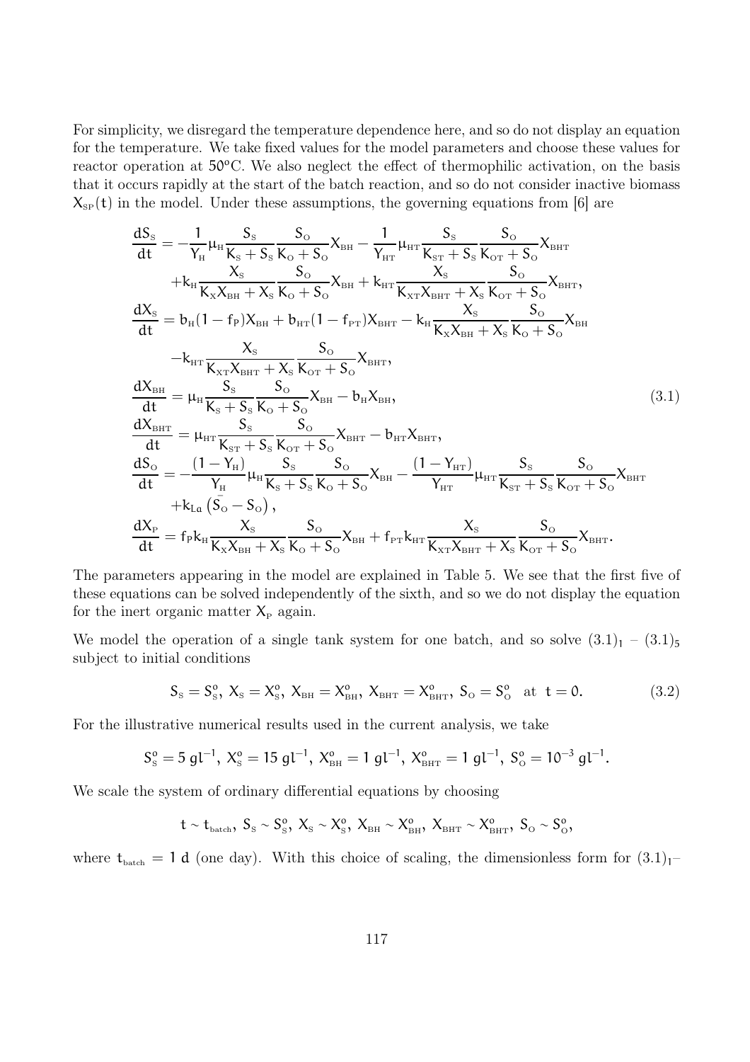For simplicity, we disregard the temperature dependence here, and so do not display an equation for the temperature. We take fixed values for the model parameters and choose these values for reactor operation at 50°C. We also neglect the effect of thermophilic activation, on the basis that it occurs rapidly at the start of the batch reaction, and so do not consider inactive biomass $X_{SP}(t)$ in the model. Under these assumptions, the governing equations from [6] are

$$
\begin{aligned}
\frac{dS_S}{dt} &= -\frac{1}{Y_H}\mu_H \frac{S_S}{K_S + S_S}\frac{S_O}{K_O + S_O}X_{BH} - \frac{1}{Y_{HT}}\mu_{HT}\frac{S_S}{K_{ST} + S_S}\frac{S_O}{K_{OT} + S_O}X_{BHT} \\
&\quad + k_H \frac{X_S}{K_X X_{BH} + X_S}\frac{S_O}{K_O + S_O}X_{BH} + k_{HT}\frac{X_S}{K_{XT}X_{BHT} + X_S}\frac{S_O}{K_{OT} + S_O}X_{BHT}, \\
\frac{dX_S}{dt} &= b_H(1 - f_P)X_{BH} + b_{HT}(1 - f_{PT})X_{BHT} - k_H\frac{X_S}{K_X X_{BH} + X_S}\frac{S_O}{K_O + S_O}X_{BH} \\
&\quad - k_{HT}\frac{X_S}{K_{XT}X_{BHT} + X_S}\frac{S_O}{K_{OT} + S_O}X_{BHT}, \\
\frac{dX_{BH}}{dt} &= \mu_H\frac{S_S}{K_S + S_S}\frac{S_O}{K_O + S_O}X_{BH} - b_H X_{BH}, \\
\frac{dX_{BHT}}{dt} &= \mu_{HT}\frac{S_S}{K_{ST} + S_S}\frac{S_O}{K_{OT} + S_O}X_{BHT} - b_{HT}X_{BHT}, \\
\frac{dS_O}{dt} &= -\frac{(1 - Y_H)}{Y_H}\mu_H\frac{S_S}{K_S + S_S}\frac{S_O}{K_O + S_O}X_{BH} - \frac{(1 - Y_{HT})}{Y_{HT}}\mu_{HT}\frac{S_S}{K_{ST} + S_S}\frac{S_O}{K_{OT} + S_O}X_{BHT} \\
&\quad + k_{La}\left(\bar{S_O} - S_O\right), \\
\frac{dX_P}{dt} &= f_P k_H\frac{X_S}{K_X X_{BH} + X_S}\frac{S_O}{K_O + S_O}X_{BH} + f_{PT}k_{HT}\frac{X_S}{K_{XT}X_{BHT} + X_S}\frac{S_O}{K_{OT} + S_O}X_{BHT}.
\end{aligned}
\tag{3.1}
$$

The parameters appearing in the model are explained in Table 5. We see that the first five of these equations can be solved independently of the sixth, and so we do not display the equation for the inert organic matter $X_P$ again.

We model the operation of a single tank system for one batch, and so solve $(3.1)_1$ – $(3.1)_5$ subject to initial conditions

$$
S_S = S_S^o,\ X_S = X_S^o,\ X_{BH} = X_{BH}^o,\ X_{BHT} = X_{BHT}^o,\ S_O = S_O^o \quad \text{at } t = 0. \tag{3.2}
$$

For the illustrative numerical results used in the current analysis, we take

$$
S_S^o = 5\ \mathrm{g l^{-1}},\ X_S^o = 15\ \mathrm{g l^{-1}},\ X_{BH}^o = 1\ \mathrm{g l^{-1}},\ X_{BHT}^o = 1\ \mathrm{g l^{-1}},\ S_O^o = 10^{-3}\ \mathrm{g l^{-1}}.
$$

We scale the system of ordinary differential equations by choosing

$$
t \sim t_{batch},\ S_S \sim S_S^o,\ X_S \sim X_S^o,\ X_{BH} \sim X_{BH}^o,\ X_{BHT} \sim X_{BHT}^o,\ S_O \sim S_O^o,
$$

where $t_{batch} = 1$ d (one day). With this choice of scaling, the dimensionless form for $(3.1)_1$–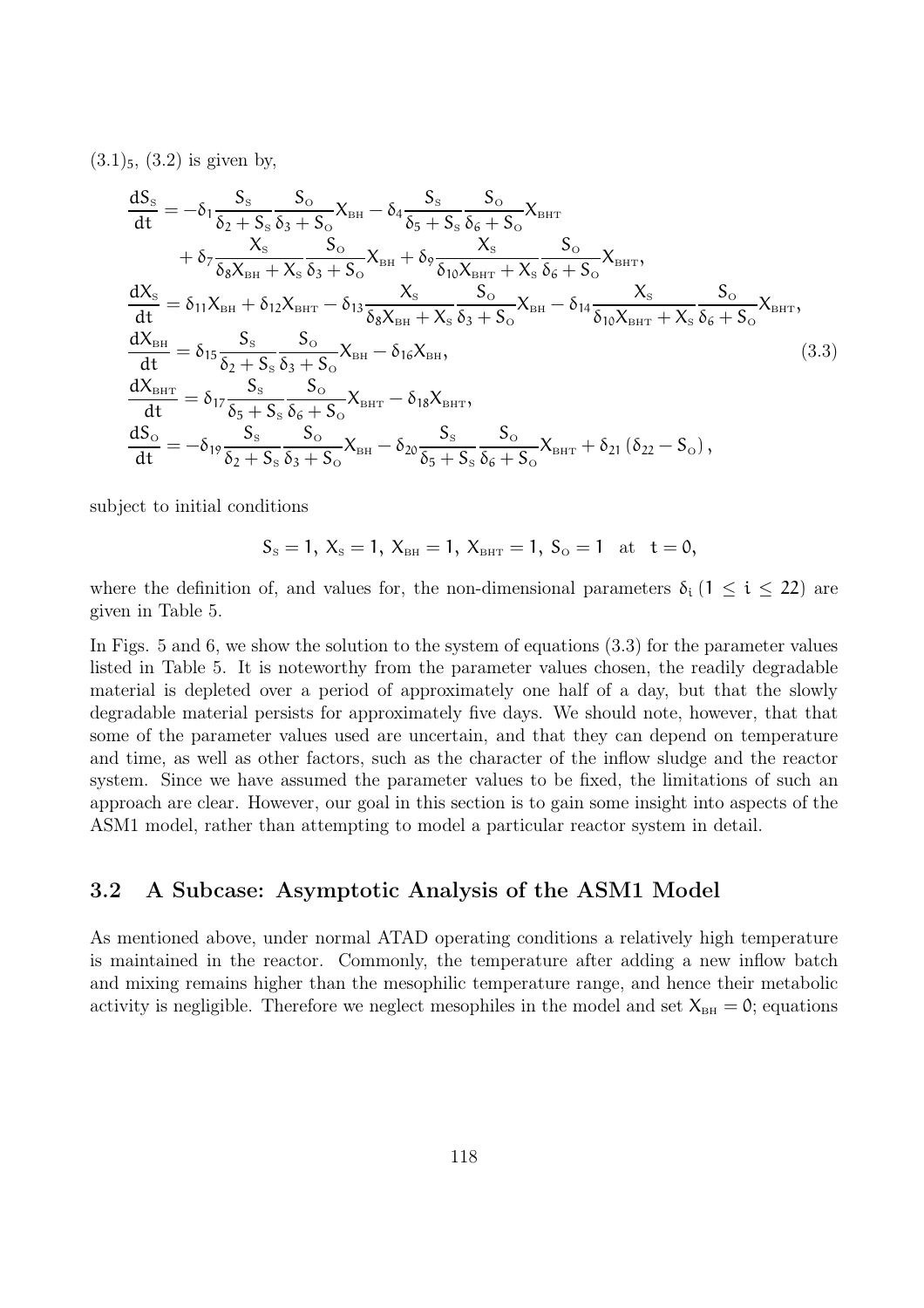$(3.1)_5$, (3.2) is given by,

$$
\begin{aligned}
\frac{dS_S}{dt} &= -\delta_1 \frac{S_S}{\delta_2 + S_S} \frac{S_O}{\delta_3 + S_O} X_{BH} - \delta_4 \frac{S_S}{\delta_5 + S_S} \frac{S_O}{\delta_6 + S_O} X_{BHT} \\
&\quad + \delta_7 \frac{X_S}{\delta_8 X_{BH} + X_S} \frac{S_O}{\delta_3 + S_O} X_{BH} + \delta_9 \frac{X_S}{\delta_{10} X_{BHT} + X_S} \frac{S_O}{\delta_6 + S_O} X_{BHT}, \\
\frac{dX_S}{dt} &= \delta_{11} X_{BH} + \delta_{12} X_{BHT} - \delta_{13} \frac{X_S}{\delta_8 X_{BH} + X_S} \frac{S_O}{\delta_3 + S_O} X_{BH} - \delta_{14} \frac{X_S}{\delta_{10} X_{BHT} + X_S} \frac{S_O}{\delta_6 + S_O} X_{BHT}, \\
\frac{dX_{BH}}{dt} &= \delta_{15} \frac{S_S}{\delta_2 + S_S} \frac{S_O}{\delta_3 + S_O} X_{BH} - \delta_{16} X_{BH}, \\
\frac{dX_{BHT}}{dt} &= \delta_{17} \frac{S_S}{\delta_5 + S_S} \frac{S_O}{\delta_6 + S_O} X_{BHT} - \delta_{18} X_{BHT}, \\
\frac{dS_O}{dt} &= -\delta_{19} \frac{S_S}{\delta_2 + S_S} \frac{S_O}{\delta_3 + S_O} X_{BH} - \delta_{20} \frac{S_S}{\delta_5 + S_S} \frac{S_O}{\delta_6 + S_O} X_{BHT} + \delta_{21} \left( \delta_{22} - S_O \right),
\end{aligned}
\tag{3.3}
$$

subject to initial conditions

$$
S_S = 1, \; X_S = 1, \; X_{BH} = 1, \; X_{BHT} = 1, \; S_O = 1 \quad \text{at} \quad t = 0,
$$

where the definition of, and values for, the non-dimensional parameters $\delta_i \, (1 \leq i \leq 22)$ are given in Table 5.

In Figs. 5 and 6, we show the solution to the system of equations (3.3) for the parameter values listed in Table 5. It is noteworthy from the parameter values chosen, the readily degradable material is depleted over a period of approximately one half of a day, but that the slowly degradable material persists for approximately five days. We should note, however, that that some of the parameter values used are uncertain, and that they can depend on temperature and time, as well as other factors, such as the character of the inflow sludge and the reactor system. Since we have assumed the parameter values to be fixed, the limitations of such an approach are clear. However, our goal in this section is to gain some insight into aspects of the ASM1 model, rather than attempting to model a particular reactor system in detail.

## 3.2 A Subcase: Asymptotic Analysis of the ASM1 Model

As mentioned above, under normal ATAD operating conditions a relatively high temperature is maintained in the reactor. Commonly, the temperature after adding a new inflow batch and mixing remains higher than the mesophilic temperature range, and hence their metabolic activity is negligible. Therefore we neglect mesophiles in the model and set $X_{BH} = 0$; equations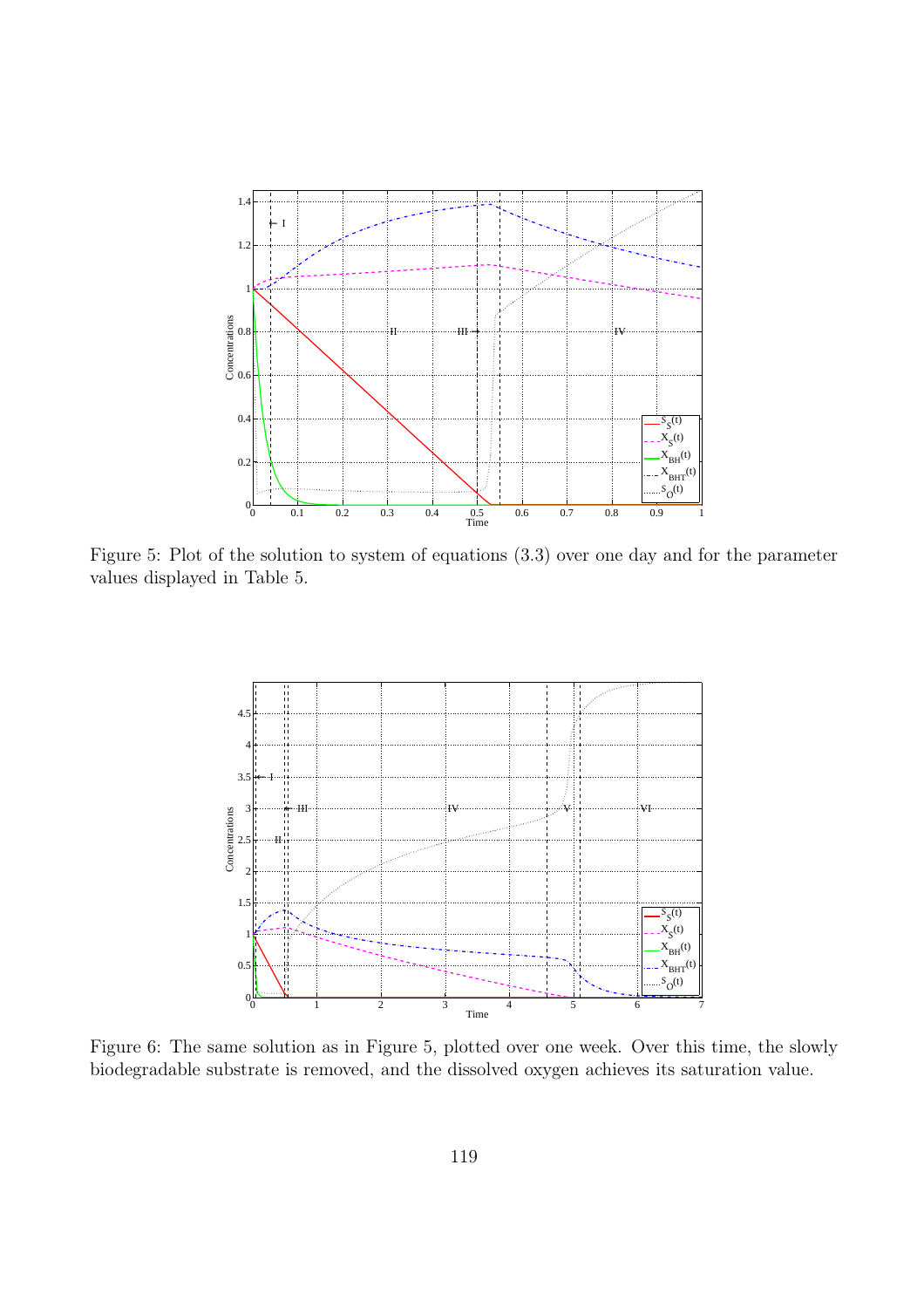Figure 5: Plot of the solution to system of equations (3.3) over one day and for the parameter values displayed in Table 5.

Figure 6: The same solution as in Figure 5, plotted over one week. Over this time, the slowly biodegradable substrate is removed, and the dissolved oxygen achieves its saturation value.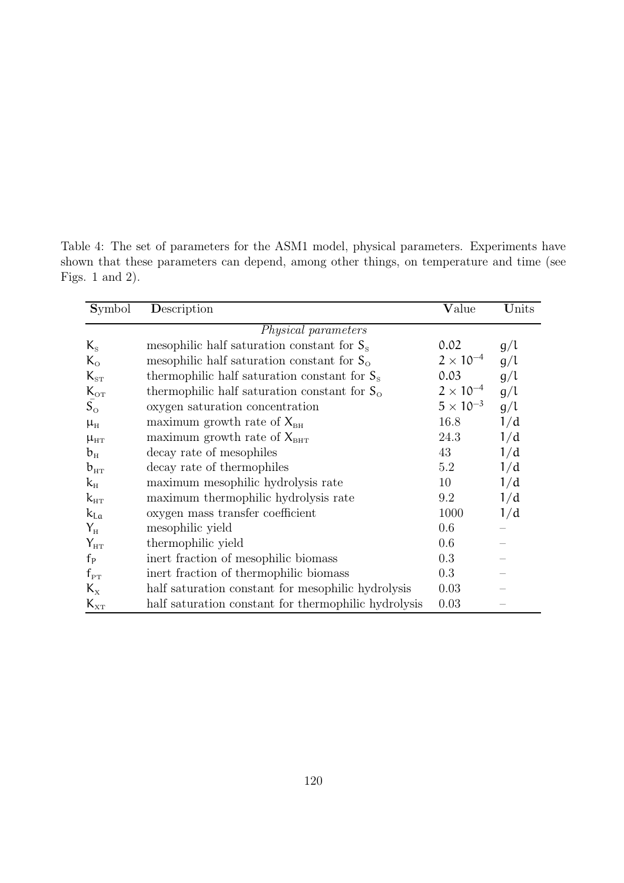Table 4: The set of parameters for the ASM1 model, physical parameters. Experiments have shown that these parameters can depend, among other things, on temperature and time (see Figs. 1 and 2).

| **S**ymbol | **D**escription | **V**alue | **U**nits |
|---|---|---|---|
| | *Physical parameters* | | |
| $K_S$ | mesophilic half saturation constant for $S_S$ | $0.02$ | $g/l$ |
| $K_O$ | mesophilic half saturation constant for $S_O$ | $2 \times 10^{-4}$ | $g/l$ |
| $K_{ST}$ | thermophilic half saturation constant for $S_S$ | $0.03$ | $g/l$ |
| $K_{OT}$ | thermophilic half saturation constant for $S_O$ | $2 \times 10^{-4}$ | $g/l$ |
| $\bar{S}_O$ | oxygen saturation concentration | $5 \times 10^{-3}$ | $g/l$ |
| $\mu_H$ | maximum growth rate of $X_{BH}$ | 16.8 | $1/d$ |
| $\mu_{HT}$ | maximum growth rate of $X_{BHT}$ | 24.3 | $1/d$ |
| $b_H$ | decay rate of mesophiles | 43 | $1/d$ |
| $b_{HT}$ | decay rate of thermophiles | 5.2 | $1/d$ |
| $k_H$ | maximum mesophilic hydrolysis rate | 10 | $1/d$ |
| $k_{HT}$ | maximum thermophilic hydrolysis rate | 9.2 | $1/d$ |
| $k_{La}$ | oxygen mass transfer coefficient | 1000 | $1/d$ |
| $Y_H$ | mesophilic yield | 0.6 | – |
| $Y_{HT}$ | thermophilic yield | 0.6 | – |
| $f_P$ | inert fraction of mesophilic biomass | 0.3 | – |
| $f_{PT}$ | inert fraction of thermophilic biomass | 0.3 | – |
| $K_X$ | half saturation constant for mesophilic hydrolysis | 0.03 | – |
| $K_{XT}$ | half saturation constant for thermophilic hydrolysis | 0.03 | – |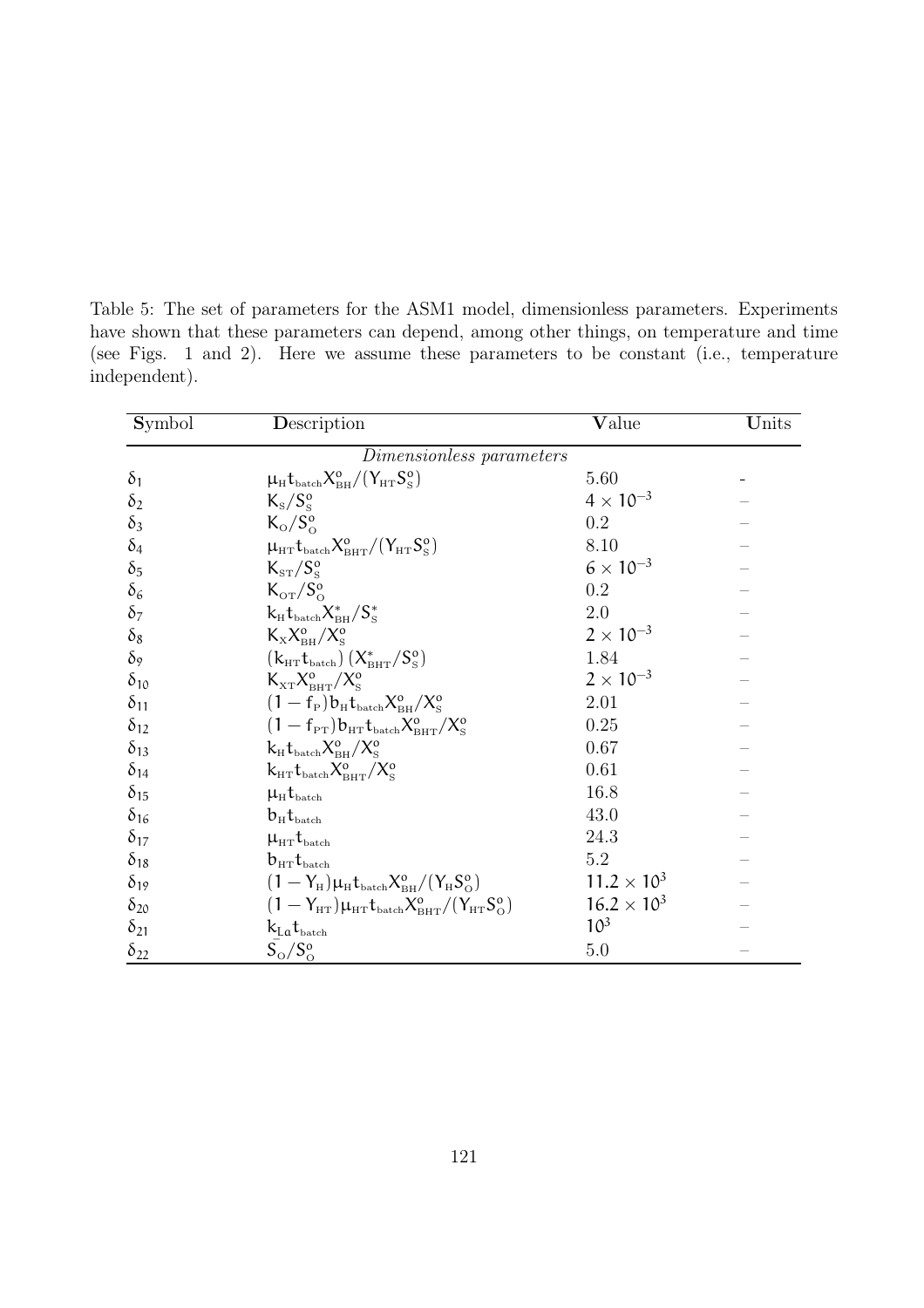Table 5: The set of parameters for the ASM1 model, dimensionless parameters. Experiments have shown that these parameters can depend, among other things, on temperature and time (see Figs. 1 and 2). Here we assume these parameters to be constant (i.e., temperature independent).

| **S**ymbol | **D**escription | **V**alue | **U**nits |
|---|---|---|---|
| | *Dimensionless parameters* | | |
| $\delta_1$ | $\mu_H t_{batch} X^o_{BH}/(Y_{HT} S^o_S)$ | 5.60 | - |
| $\delta_2$ | $K_S/S^o_S$ | $4 \times 10^{-3}$ | – |
| $\delta_3$ | $K_O/S^o_O$ | 0.2 | – |
| $\delta_4$ | $\mu_{HT} t_{batch} X^o_{BHT}/(Y_{HT} S^o_S)$ | 8.10 | – |
| $\delta_5$ | $K_{ST}/S^o_S$ | $6 \times 10^{-3}$ | – |
| $\delta_6$ | $K_{OT}/S^o_O$ | 0.2 | – |
| $\delta_7$ | $k_H t_{batch} X^*_{BH}/S^*_S$ | 2.0 | – |
| $\delta_8$ | $K_X X^o_{BH}/X^o_S$ | $2 \times 10^{-3}$ | – |
| $\delta_9$ | $(k_{HT} t_{batch})\,(X^*_{BHT}/S^o_S)$ | 1.84 | – |
| $\delta_{10}$ | $K_{XT} X^o_{BHT}/X^o_S$ | $2 \times 10^{-3}$ | – |
| $\delta_{11}$ | $(1 - f_P) b_H t_{batch} X^o_{BH}/X^o_S$ | 2.01 | – |
| $\delta_{12}$ | $(1 - f_{PT}) b_{HT} t_{batch} X^o_{BHT}/X^o_S$ | 0.25 | – |
| $\delta_{13}$ | $k_H t_{batch} X^o_{BH}/X^o_S$ | 0.67 | – |
| $\delta_{14}$ | $k_{HT} t_{batch} X^o_{BHT}/X^o_S$ | 0.61 | – |
| $\delta_{15}$ | $\mu_H t_{batch}$ | 16.8 | – |
| $\delta_{16}$ | $b_H t_{batch}$ | 43.0 | – |
| $\delta_{17}$ | $\mu_{HT} t_{batch}$ | 24.3 | – |
| $\delta_{18}$ | $b_{HT} t_{batch}$ | 5.2 | – |
| $\delta_{19}$ | $(1 - Y_H)\mu_H t_{batch} X^o_{BH}/(Y_H S^o_O)$ | $11.2 \times 10^3$ | – |
| $\delta_{20}$ | $(1 - Y_{HT})\mu_{HT} t_{batch} X^o_{BHT}/(Y_{HT} S^o_O)$ | $16.2 \times 10^3$ | – |
| $\delta_{21}$ | $k_{La} t_{batch}$ | $10^3$ | – |
| $\delta_{22}$ | $\bar{S}_O/S^o_O$ | 5.0 | – |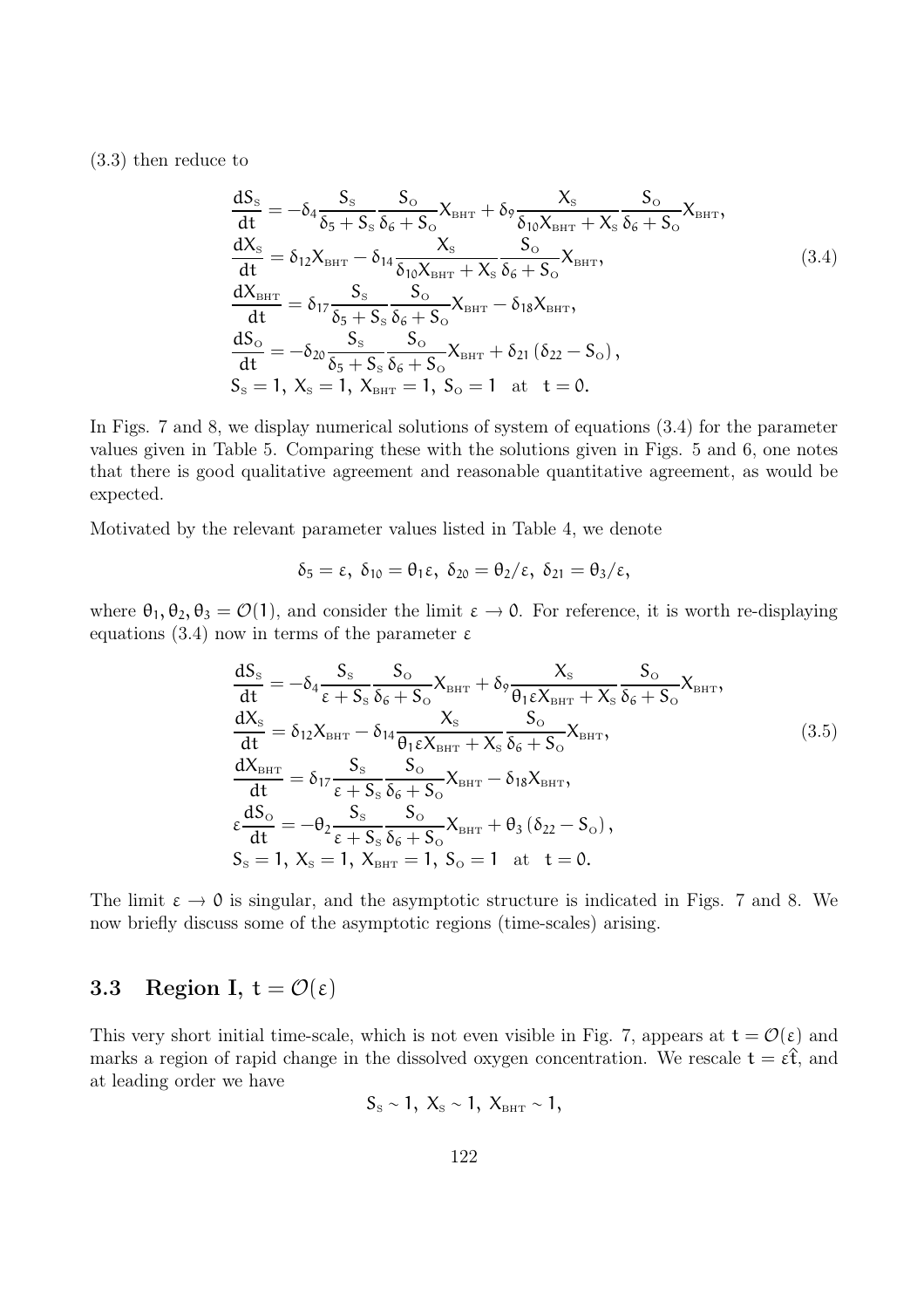(3.3) then reduce to

$$
\begin{aligned}
\frac{dS_{\mathrm{S}}}{dt} &= -\delta_4 \frac{S_{\mathrm{S}}}{\delta_5 + S_{\mathrm{S}}} \frac{S_{\mathrm{O}}}{\delta_6 + S_{\mathrm{O}}} X_{\mathrm{BHT}} + \delta_9 \frac{X_{\mathrm{S}}}{\delta_{10} X_{\mathrm{BHT}} + X_{\mathrm{S}}} \frac{S_{\mathrm{O}}}{\delta_6 + S_{\mathrm{O}}} X_{\mathrm{BHT}}, \\
\frac{dX_{\mathrm{S}}}{dt} &= \delta_{12} X_{\mathrm{BHT}} - \delta_{14} \frac{X_{\mathrm{S}}}{\delta_{10} X_{\mathrm{BHT}} + X_{\mathrm{S}}} \frac{S_{\mathrm{O}}}{\delta_6 + S_{\mathrm{O}}} X_{\mathrm{BHT}}, \\
\frac{dX_{\mathrm{BHT}}}{dt} &= \delta_{17} \frac{S_{\mathrm{S}}}{\delta_5 + S_{\mathrm{S}}} \frac{S_{\mathrm{O}}}{\delta_6 + S_{\mathrm{O}}} X_{\mathrm{BHT}} - \delta_{18} X_{\mathrm{BHT}}, \\
\frac{dS_{\mathrm{O}}}{dt} &= -\delta_{20} \frac{S_{\mathrm{S}}}{\delta_5 + S_{\mathrm{S}}} \frac{S_{\mathrm{O}}}{\delta_6 + S_{\mathrm{O}}} X_{\mathrm{BHT}} + \delta_{21} \left( \delta_{22} - S_{\mathrm{O}} \right), \\
S_{\mathrm{S}} &= 1,\ X_{\mathrm{S}} = 1,\ X_{\mathrm{BHT}} = 1,\ S_{\mathrm{O}} = 1 \quad \text{at} \quad t = 0.
\end{aligned}
\tag{3.4}
$$

In Figs. 7 and 8, we display numerical solutions of system of equations (3.4) for the parameter values given in Table 5. Comparing these with the solutions given in Figs. 5 and 6, one notes that there is good qualitative agreement and reasonable quantitative agreement, as would be expected.

Motivated by the relevant parameter values listed in Table 4, we denote

$$
\delta_5 = \varepsilon,\ \delta_{10} = \theta_1 \varepsilon,\ \delta_{20} = \theta_2 / \varepsilon,\ \delta_{21} = \theta_3 / \varepsilon,
$$

where $\theta_1, \theta_2, \theta_3 = \mathcal{O}(1)$, and consider the limit $\varepsilon \to 0$. For reference, it is worth re-displaying equations (3.4) now in terms of the parameter $\varepsilon$

$$
\begin{aligned}
\frac{dS_{\mathrm{S}}}{dt} &= -\delta_4 \frac{S_{\mathrm{S}}}{\varepsilon + S_{\mathrm{S}}} \frac{S_{\mathrm{O}}}{\delta_6 + S_{\mathrm{O}}} X_{\mathrm{BHT}} + \delta_9 \frac{X_{\mathrm{S}}}{\theta_1 \varepsilon X_{\mathrm{BHT}} + X_{\mathrm{S}}} \frac{S_{\mathrm{O}}}{\delta_6 + S_{\mathrm{O}}} X_{\mathrm{BHT}}, \\
\frac{dX_{\mathrm{S}}}{dt} &= \delta_{12} X_{\mathrm{BHT}} - \delta_{14} \frac{X_{\mathrm{S}}}{\theta_1 \varepsilon X_{\mathrm{BHT}} + X_{\mathrm{S}}} \frac{S_{\mathrm{O}}}{\delta_6 + S_{\mathrm{O}}} X_{\mathrm{BHT}}, \\
\frac{dX_{\mathrm{BHT}}}{dt} &= \delta_{17} \frac{S_{\mathrm{S}}}{\varepsilon + S_{\mathrm{S}}} \frac{S_{\mathrm{O}}}{\delta_6 + S_{\mathrm{O}}} X_{\mathrm{BHT}} - \delta_{18} X_{\mathrm{BHT}}, \\
\varepsilon \frac{dS_{\mathrm{O}}}{dt} &= -\theta_2 \frac{S_{\mathrm{S}}}{\varepsilon + S_{\mathrm{S}}} \frac{S_{\mathrm{O}}}{\delta_6 + S_{\mathrm{O}}} X_{\mathrm{BHT}} + \theta_3 \left( \delta_{22} - S_{\mathrm{O}} \right), \\
S_{\mathrm{S}} &= 1,\ X_{\mathrm{S}} = 1,\ X_{\mathrm{BHT}} = 1,\ S_{\mathrm{O}} = 1 \quad \text{at} \quad t = 0.
\end{aligned}
\tag{3.5}
$$

The limit $\varepsilon \to 0$ is singular, and the asymptotic structure is indicated in Figs. 7 and 8. We now briefly discuss some of the asymptotic regions (time-scales) arising.

### 3.3 Region I, $t = \mathcal{O}(\varepsilon)$

This very short initial time-scale, which is not even visible in Fig. 7, appears at $t = \mathcal{O}(\varepsilon)$ and marks a region of rapid change in the dissolved oxygen concentration. We rescale $t = \varepsilon \hat{t}$, and at leading order we have

$$
S_{\mathrm{S}} \sim 1,\ X_{\mathrm{S}} \sim 1,\ X_{\mathrm{BHT}} \sim 1,
$$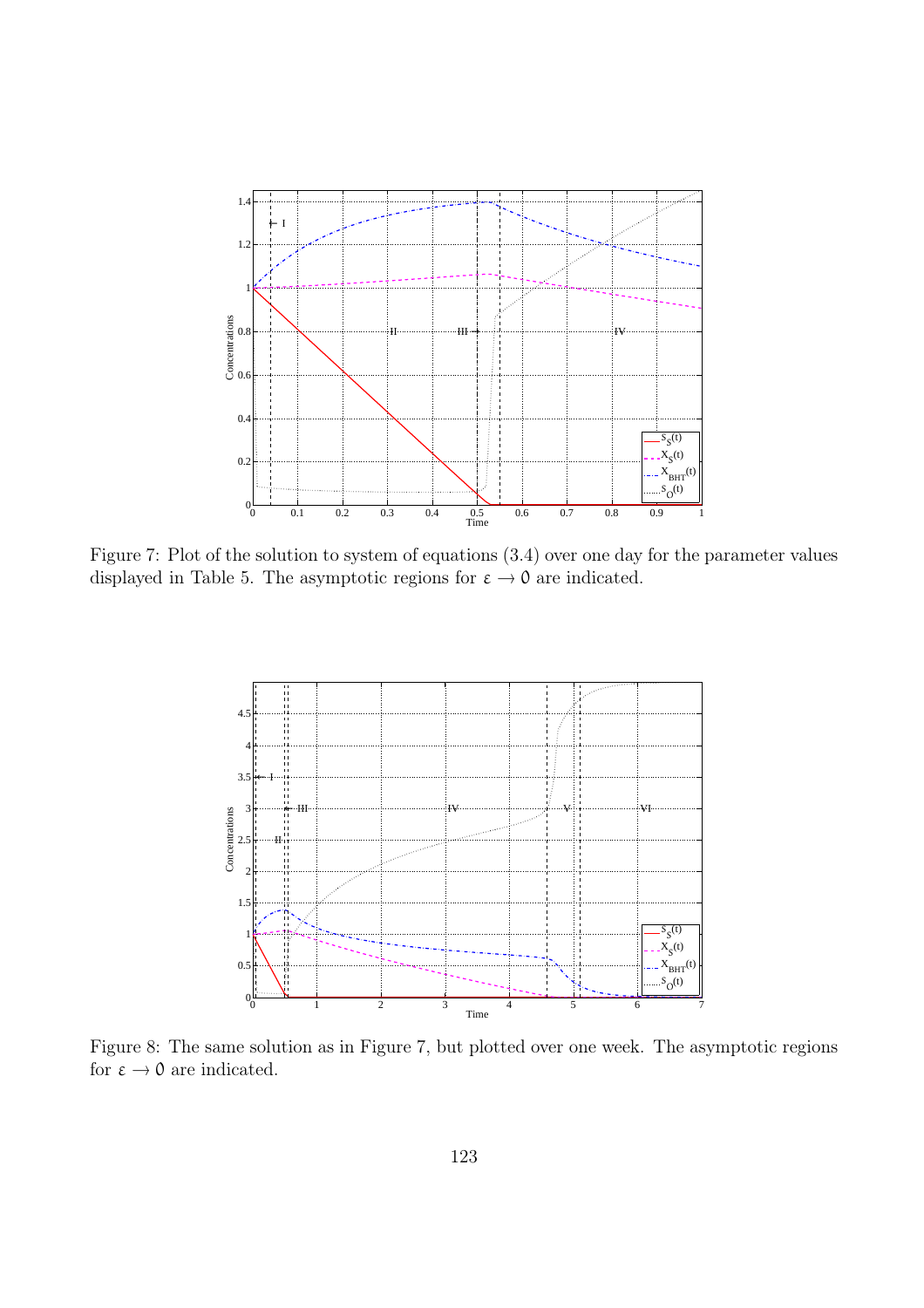Figure 7: Plot of the solution to system of equations (3.4) over one day for the parameter values displayed in Table 5. The asymptotic regions for $\varepsilon \to 0$ are indicated.

Figure 8: The same solution as in Figure 7, but plotted over one week. The asymptotic regions for $\varepsilon \to 0$ are indicated.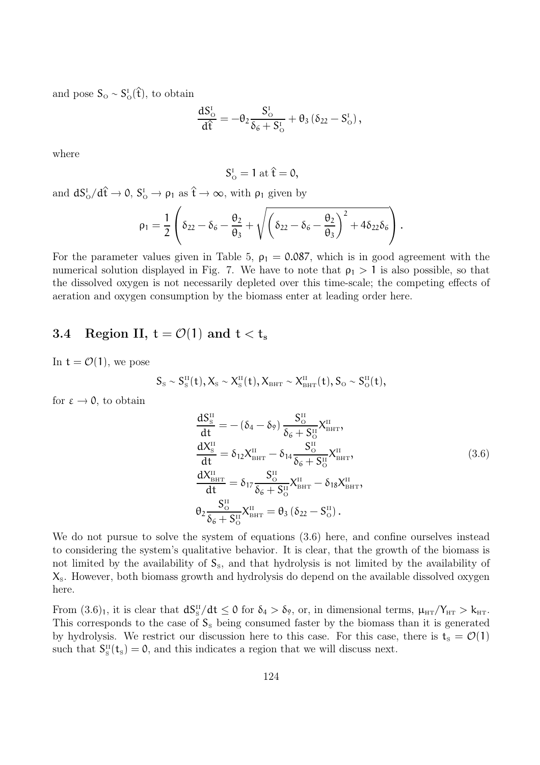and pose $S_O \sim S_O^I(\hat{t})$, to obtain

$$\frac{dS_O^I}{d\hat{t}} = -\theta_2 \frac{S_O^I}{\delta_6 + S_O^I} + \theta_3 \left(\delta_{22} - S_O^I\right),$$

where

$$S_O^I = 1 \text{ at } \hat{t} = 0,$$

and $dS_O^I/d\hat{t} \to 0$, $S_O^I \to \rho_1$ as $\hat{t} \to \infty$, with $\rho_1$ given by

$$\rho_1 = \frac{1}{2}\left(\delta_{22} - \delta_6 - \frac{\theta_2}{\theta_3} + \sqrt{\left(\delta_{22} - \delta_6 - \frac{\theta_2}{\theta_3}\right)^2 + 4\delta_{22}\delta_6}\right).$$

For the parameter values given in Table 5, $\rho_1 = 0.087$, which is in good agreement with the numerical solution displayed in Fig. 7. We have to note that $\rho_1 > 1$ is also possible, so that the dissolved oxygen is not necessarily depleted over this time-scale; the competing effects of aeration and oxygen consumption by the biomass enter at leading order here.

### 3.4 Region II, $t = \mathcal{O}(1)$ and $t < t_s$

In $t = \mathcal{O}(1)$, we pose

$$S_S \sim S_S^{II}(t), X_S \sim X_S^{II}(t), X_{BHT} \sim X_{BHT}^{II}(t), S_O \sim S_O^{II}(t),$$

for $\varepsilon \to 0$, to obtain

$$\begin{aligned}
\frac{dS_S^{II}}{dt} &= -\left(\delta_4 - \delta_9\right) \frac{S_O^{II}}{\delta_6 + S_O^{II}} X_{BHT}^{II}, \\
\frac{dX_S^{II}}{dt} &= \delta_{12} X_{BHT}^{II} - \delta_{14} \frac{S_O^{II}}{\delta_6 + S_O^{II}} X_{BHT}^{II}, \\
\frac{dX_{BHT}^{II}}{dt} &= \delta_{17} \frac{S_O^{II}}{\delta_6 + S_O^{II}} X_{BHT}^{II} - \delta_{18} X_{BHT}^{II}, \\
\theta_2 \frac{S_O^{II}}{\delta_6 + S_O^{II}} X_{BHT}^{II} &= \theta_3 \left(\delta_{22} - S_O^{II}\right).
\end{aligned} \tag{3.6}$$

We do not pursue to solve the system of equations (3.6) here, and confine ourselves instead to considering the system's qualitative behavior. It is clear, that the growth of the biomass is not limited by the availability of $S_S$, and that hydrolysis is not limited by the availability of $X_S$. However, both biomass growth and hydrolysis do depend on the available dissolved oxygen here.

From $(3.6)_1$, it is clear that $dS_S^{II}/dt \leq 0$ for $\delta_4 > \delta_9$, or, in dimensional terms, $\mu_{HT}/Y_{HT} > k_{HT}$. This corresponds to the case of $S_S$ being consumed faster by the biomass than it is generated by hydrolysis. We restrict our discussion here to this case. For this case, there is $t_S = \mathcal{O}(1)$ such that $S_S^{II}(t_S) = 0$, and this indicates a region that we will discuss next.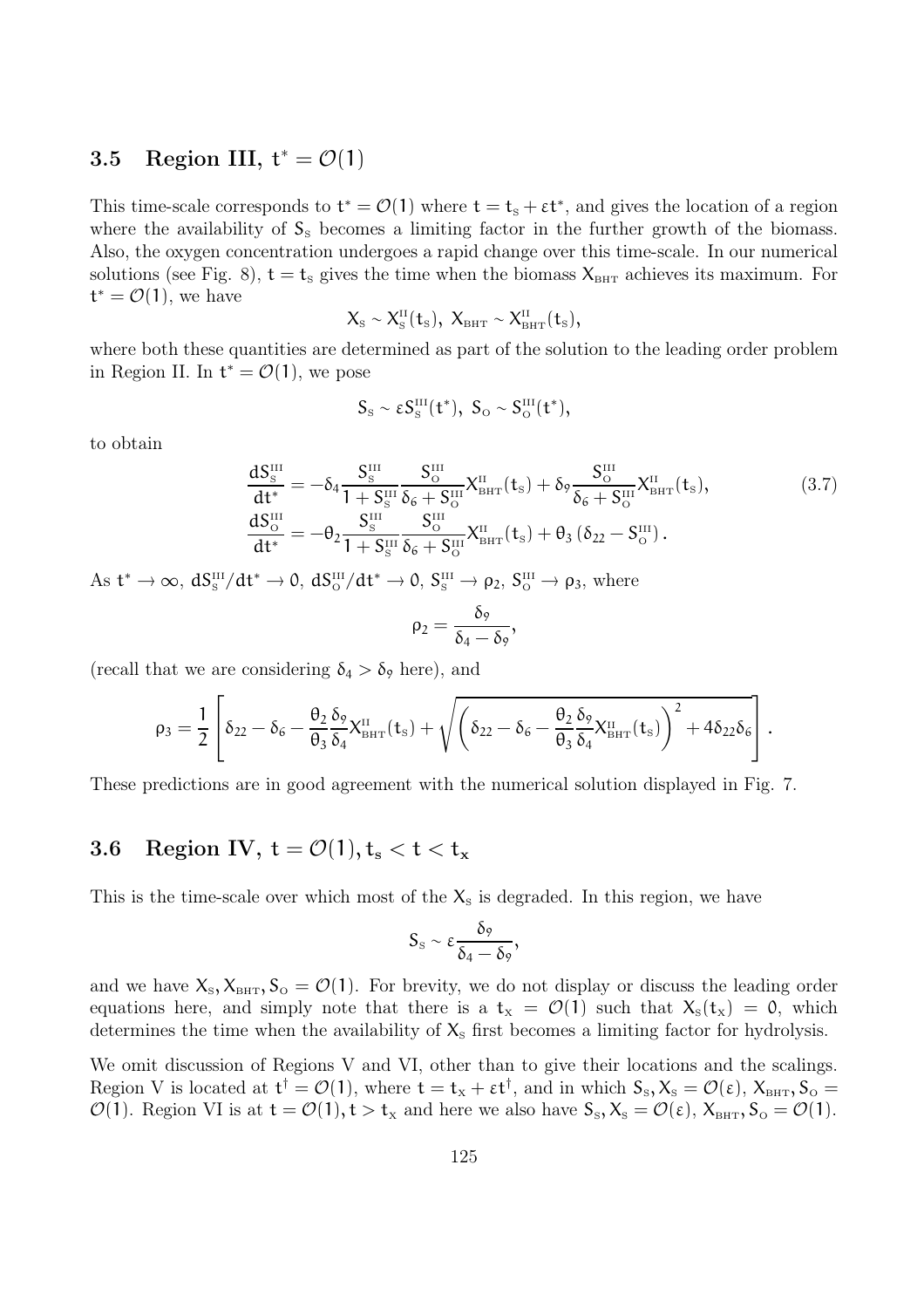## 3.5 Region III, $t^* = \mathcal{O}(1)$

This time-scale corresponds to $t^* = \mathcal{O}(1)$ where $t = t_S + \varepsilon t^*$, and gives the location of a region where the availability of $S_S$ becomes a limiting factor in the further growth of the biomass. Also, the oxygen concentration undergoes a rapid change over this time-scale. In our numerical solutions (see Fig. 8), $t = t_S$ gives the time when the biomass $X_{BHT}$ achieves its maximum. For $t^* = \mathcal{O}(1)$, we have

$$X_S \sim X_S^{II}(t_S),\; X_{BHT} \sim X_{BHT}^{II}(t_S),$$

where both these quantities are determined as part of the solution to the leading order problem in Region II. In $t^* = \mathcal{O}(1)$, we pose

$$S_S \sim \varepsilon S_S^{III}(t^*),\; S_O \sim S_O^{III}(t^*),$$

to obtain

$$\begin{aligned}
\frac{dS_S^{III}}{dt^*} &= -\delta_4 \frac{S_S^{III}}{1+S_S^{III}} \frac{S_O^{III}}{\delta_6 + S_O^{III}} X_{BHT}^{II}(t_S) + \delta_9 \frac{S_O^{III}}{\delta_6 + S_O^{III}} X_{BHT}^{II}(t_S), \\
\frac{dS_O^{III}}{dt^*} &= -\theta_2 \frac{S_S^{III}}{1+S_S^{III}} \frac{S_O^{III}}{\delta_6 + S_O^{III}} X_{BHT}^{II}(t_S) + \theta_3 \left(\delta_{22} - S_O^{III}\right).
\end{aligned} \tag{3.7}$$

As $t^* \to \infty$, $dS_S^{III}/dt^* \to 0$, $dS_O^{III}/dt^* \to 0$, $S_S^{III} \to \rho_2$, $S_O^{III} \to \rho_3$, where

$$\rho_2 = \frac{\delta_9}{\delta_4 - \delta_9},$$

(recall that we are considering $\delta_4 > \delta_9$ here), and

$$\rho_3 = \frac{1}{2}\left[\delta_{22} - \delta_6 - \frac{\theta_2}{\theta_3}\frac{\delta_9}{\delta_4} X_{BHT}^{II}(t_S) + \sqrt{\left(\delta_{22} - \delta_6 - \frac{\theta_2}{\theta_3}\frac{\delta_9}{\delta_4} X_{BHT}^{II}(t_S)\right)^2 + 4\delta_{22}\delta_6}\,\right].$$

These predictions are in good agreement with the numerical solution displayed in Fig. 7.

## 3.6 Region IV, $t = \mathcal{O}(1), t_s < t < t_x$

This is the time-scale over which most of the $X_S$ is degraded. In this region, we have

$$S_S \sim \varepsilon \frac{\delta_9}{\delta_4 - \delta_9},$$

and we have $X_S, X_{BHT}, S_O = \mathcal{O}(1)$. For brevity, we do not display or discuss the leading order equations here, and simply note that there is a $t_X = \mathcal{O}(1)$ such that $X_S(t_X) = 0$, which determines the time when the availability of $X_S$ first becomes a limiting factor for hydrolysis.

We omit discussion of Regions V and VI, other than to give their locations and the scalings. Region V is located at $t^\dagger = \mathcal{O}(1)$, where $t = t_X + \varepsilon t^\dagger$, and in which $S_S, X_S = \mathcal{O}(\varepsilon)$, $X_{BHT}, S_O = \mathcal{O}(1)$. Region VI is at $t = \mathcal{O}(1), t > t_X$ and here we also have $S_S, X_S = \mathcal{O}(\varepsilon)$, $X_{BHT}, S_O = \mathcal{O}(1)$.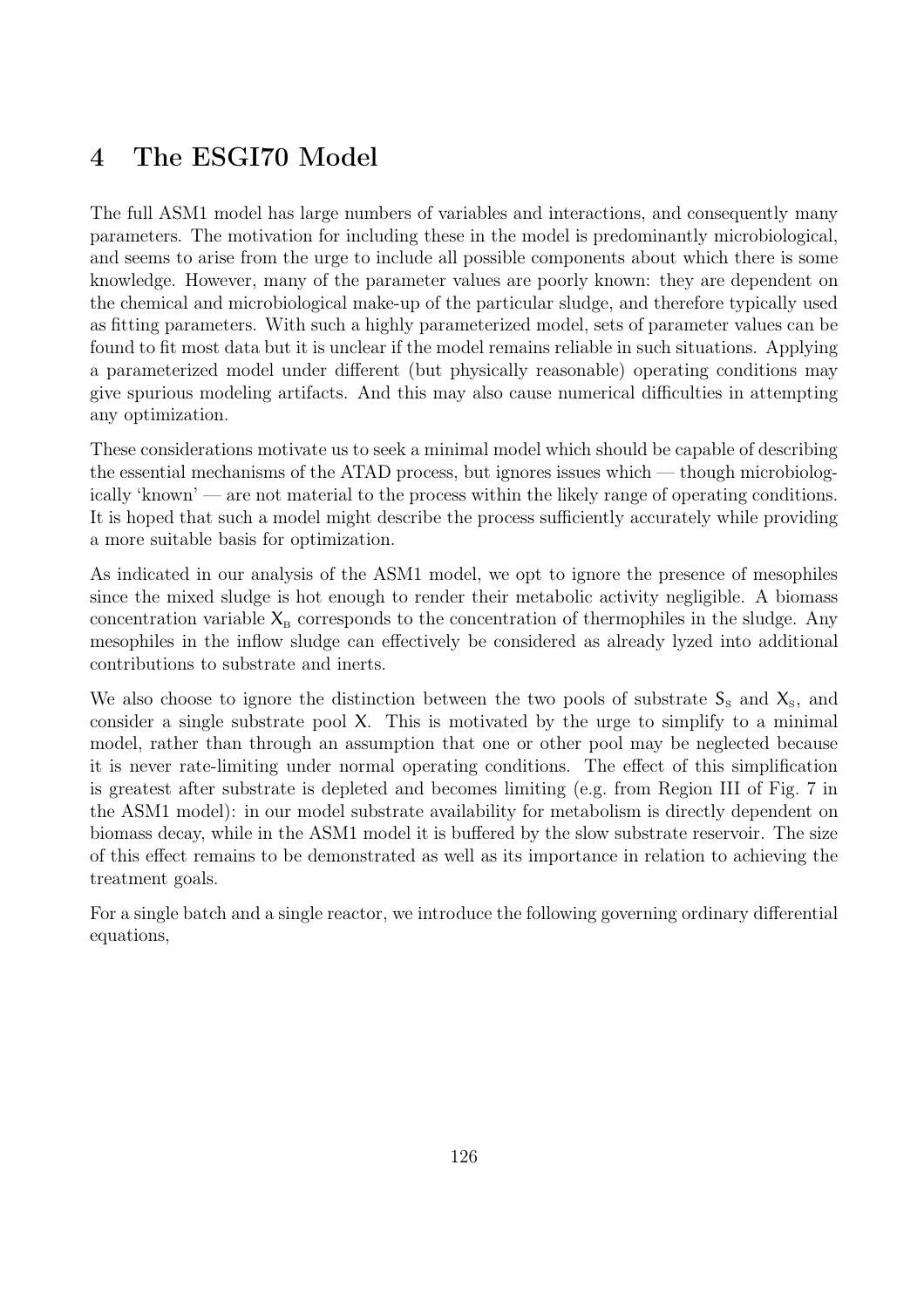# 4 The ESGI70 Model

The full ASM1 model has large numbers of variables and interactions, and consequently many parameters. The motivation for including these in the model is predominantly microbiological, and seems to arise from the urge to include all possible components about which there is some knowledge. However, many of the parameter values are poorly known: they are dependent on the chemical and microbiological make-up of the particular sludge, and therefore typically used as fitting parameters. With such a highly parameterized model, sets of parameter values can be found to fit most data but it is unclear if the model remains reliable in such situations. Applying a parameterized model under different (but physically reasonable) operating conditions may give spurious modeling artifacts. And this may also cause numerical difficulties in attempting any optimization.

These considerations motivate us to seek a minimal model which should be capable of describing the essential mechanisms of the ATAD process, but ignores issues which — though microbiologically 'known' — are not material to the process within the likely range of operating conditions. It is hoped that such a model might describe the process sufficiently accurately while providing a more suitable basis for optimization.

As indicated in our analysis of the ASM1 model, we opt to ignore the presence of mesophiles since the mixed sludge is hot enough to render their metabolic activity negligible. A biomass concentration variable $\mathsf{X}_{\mathrm{B}}$ corresponds to the concentration of thermophiles in the sludge. Any mesophiles in the inflow sludge can effectively be considered as already lyzed into additional contributions to substrate and inerts.

We also choose to ignore the distinction between the two pools of substrate $\mathsf{S}_{\mathrm{S}}$ and $\mathsf{X}_{\mathrm{S}}$, and consider a single substrate pool $\mathsf{X}$. This is motivated by the urge to simplify to a minimal model, rather than through an assumption that one or other pool may be neglected because it is never rate-limiting under normal operating conditions. The effect of this simplification is greatest after substrate is depleted and becomes limiting (e.g. from Region III of Fig. 7 in the ASM1 model): in our model substrate availability for metabolism is directly dependent on biomass decay, while in the ASM1 model it is buffered by the slow substrate reservoir. The size of this effect remains to be demonstrated as well as its importance in relation to achieving the treatment goals.

For a single batch and a single reactor, we introduce the following governing ordinary differential equations,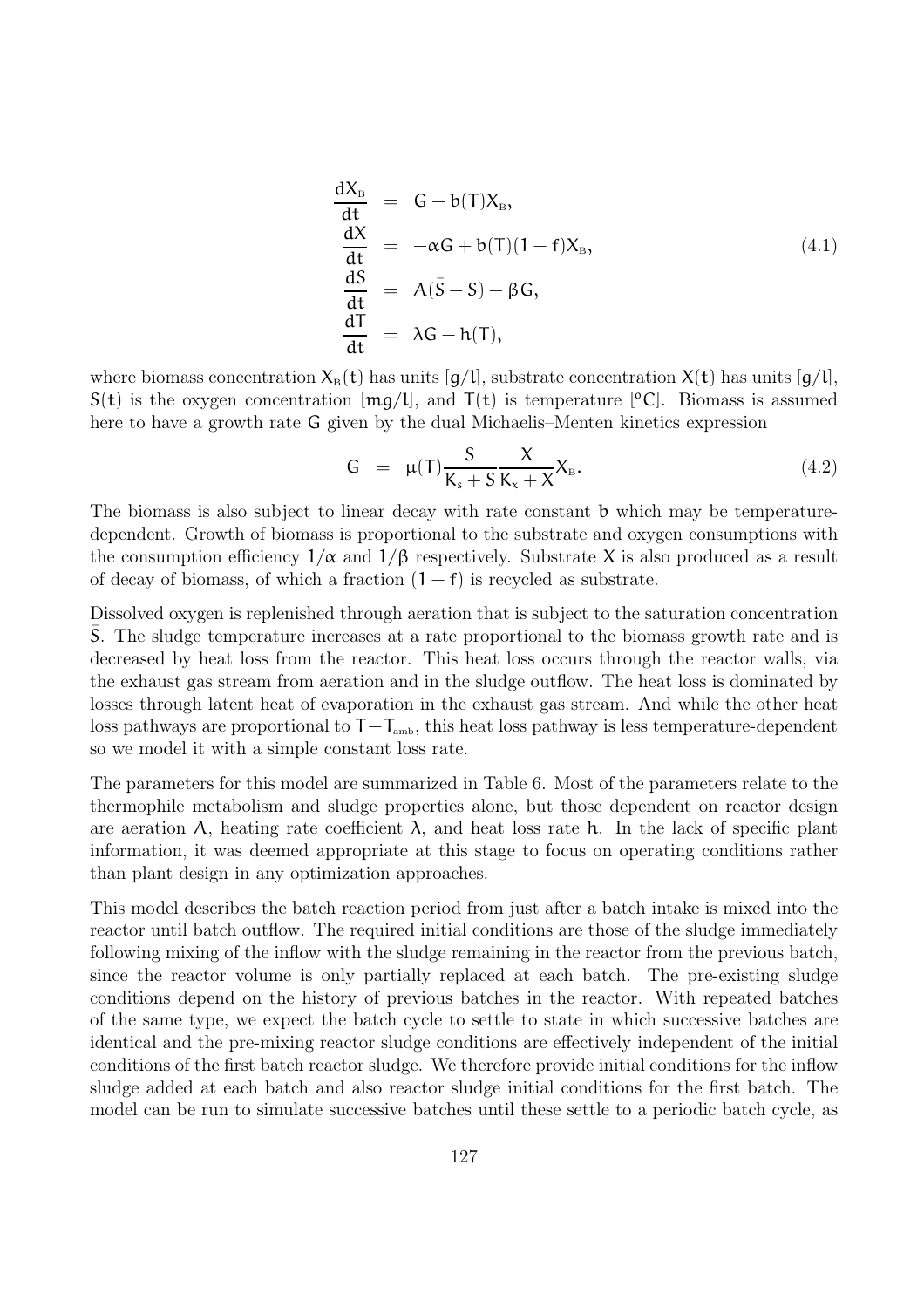$$
\begin{aligned}
\frac{dX_B}{dt} &= G - b(T)X_B, \\
\frac{dX}{dt} &= -\alpha G + b(T)(1-f)X_B, \\
\frac{dS}{dt} &= A(\bar{S} - S) - \beta G, \\
\frac{dT}{dt} &= \lambda G - h(T),
\end{aligned}
\tag{4.1}
$$

where biomass concentration $X_B(t)$ has units [g/l], substrate concentration $X(t)$ has units [g/l], $S(t)$ is the oxygen concentration [mg/l], and $T(t)$ is temperature [°C]. Biomass is assumed here to have a growth rate $G$ given by the dual Michaelis–Menten kinetics expression

$$
G = \mu(T)\frac{S}{K_s + S}\frac{X}{K_x + X}X_B. \tag{4.2}
$$

The biomass is also subject to linear decay with rate constant $b$ which may be temperature-dependent. Growth of biomass is proportional to the substrate and oxygen consumptions with the consumption efficiency $1/\alpha$ and $1/\beta$ respectively. Substrate $X$ is also produced as a result of decay of biomass, of which a fraction $(1-f)$ is recycled as substrate.

Dissolved oxygen is replenished through aeration that is subject to the saturation concentration $\bar{S}$. The sludge temperature increases at a rate proportional to the biomass growth rate and is decreased by heat loss from the reactor. This heat loss occurs through the reactor walls, via the exhaust gas stream from aeration and in the sludge outflow. The heat loss is dominated by losses through latent heat of evaporation in the exhaust gas stream. And while the other heat loss pathways are proportional to $T - T_{amb}$, this heat loss pathway is less temperature-dependent so we model it with a simple constant loss rate.

The parameters for this model are summarized in Table 6. Most of the parameters relate to the thermophile metabolism and sludge properties alone, but those dependent on reactor design are aeration $A$, heating rate coefficient $\lambda$, and heat loss rate $h$. In the lack of specific plant information, it was deemed appropriate at this stage to focus on operating conditions rather than plant design in any optimization approaches.

This model describes the batch reaction period from just after a batch intake is mixed into the reactor until batch outflow. The required initial conditions are those of the sludge immediately following mixing of the inflow with the sludge remaining in the reactor from the previous batch, since the reactor volume is only partially replaced at each batch. The pre-existing sludge conditions depend on the history of previous batches in the reactor. With repeated batches of the same type, we expect the batch cycle to settle to state in which successive batches are identical and the pre-mixing reactor sludge conditions are effectively independent of the initial conditions of the first batch reactor sludge. We therefore provide initial conditions for the inflow sludge added at each batch and also reactor sludge initial conditions for the first batch. The model can be run to simulate successive batches until these settle to a periodic batch cycle, as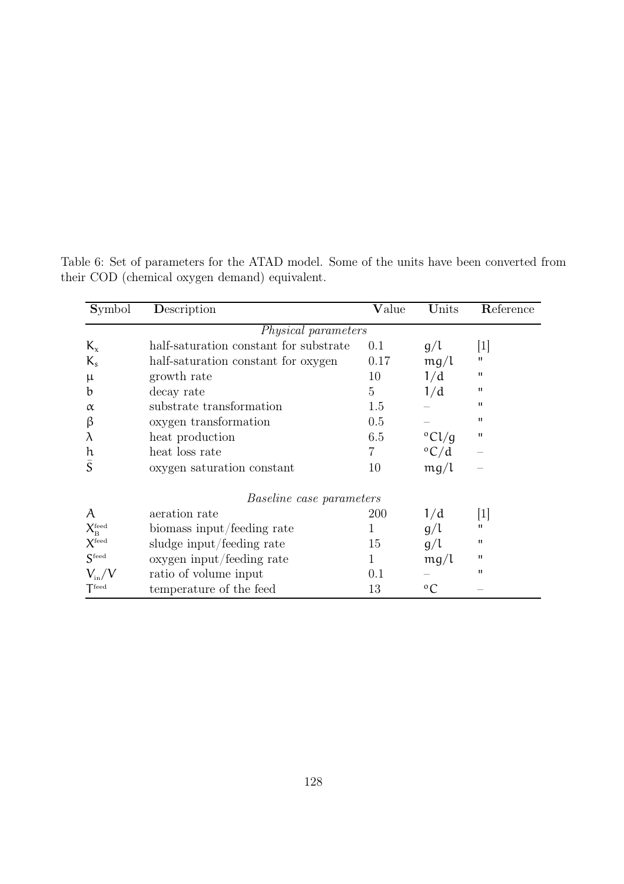Table 6: Set of parameters for the ATAD model. Some of the units have been converted from their COD (chemical oxygen demand) equivalent.

| **S**ymbol | **D**escription | **V**alue | **U**nits | **R**eference |
|---|---|---|---|---|
| | *Physical parameters* | | | |
| $K_x$ | half-saturation constant for substrate | 0.1 | $g/l$ | [1] |
| $K_s$ | half-saturation constant for oxygen | 0.17 | $mg/l$ | " |
| $\mu$ | growth rate | 10 | $1/d$ | " |
| $b$ | decay rate | 5 | $1/d$ | " |
| $\alpha$ | substrate transformation | 1.5 | – | " |
| $\beta$ | oxygen transformation | 0.5 | – | " |
| $\lambda$ | heat production | 6.5 | $^{\circ}Cl/g$ | " |
| $h$ | heat loss rate | 7 | $^{\circ}C/d$ | – |
| $\bar{S}$ | oxygen saturation constant | 10 | $mg/l$ | – |
| | *Baseline case parameters* | | | |
| $A$ | aeration rate | 200 | $1/d$ | [1] |
| $X_B^{feed}$ | biomass input/feeding rate | 1 | $g/l$ | " |
| $X^{feed}$ | sludge input/feeding rate | 15 | $g/l$ | " |
| $S^{feed}$ | oxygen input/feeding rate | 1 | $mg/l$ | " |
| $V_{in}/V$ | ratio of volume input | 0.1 | – | " |
| $T^{feed}$ | temperature of the feed | 13 | $^{\circ}C$ | – |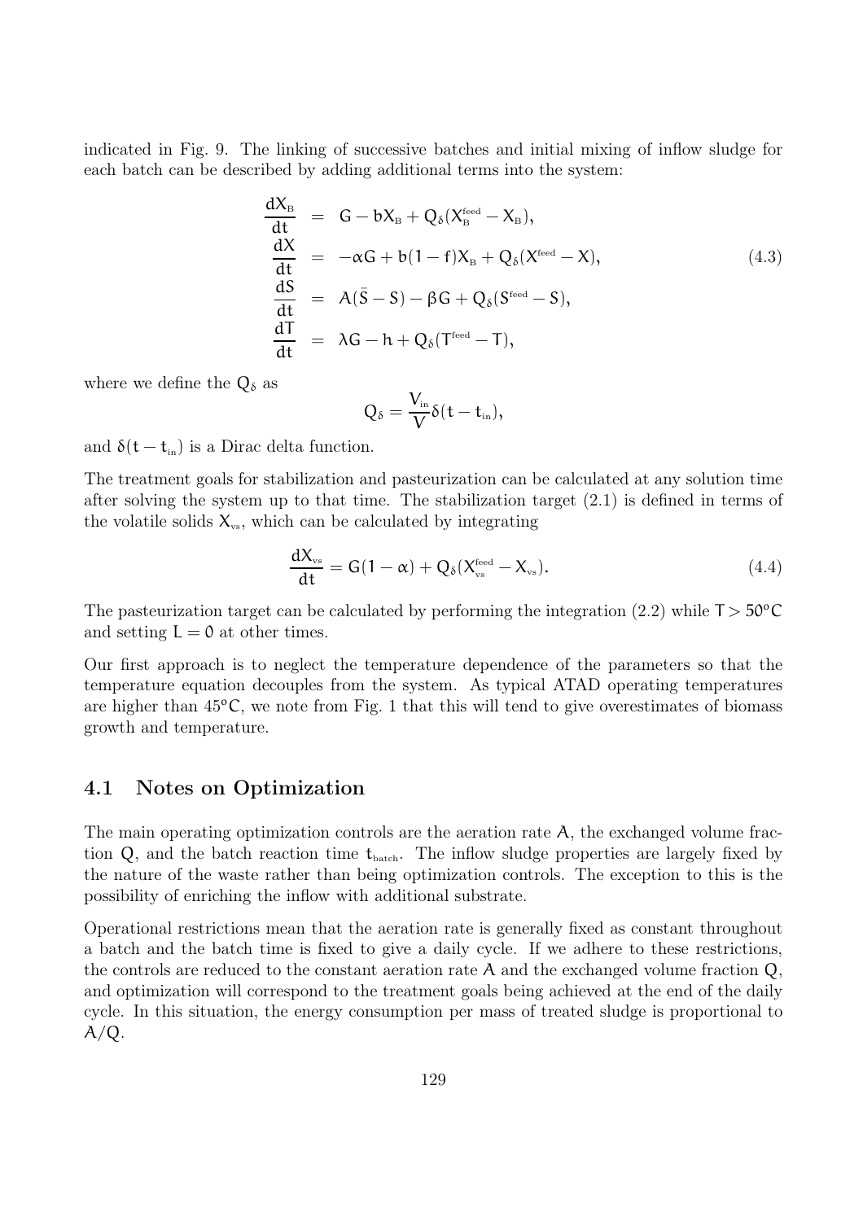indicated in Fig. 9. The linking of successive batches and initial mixing of inflow sludge for each batch can be described by adding additional terms into the system:

$$
\begin{aligned}
\frac{dX_B}{dt} &= G - bX_B + Q_\delta(X_B^{feed} - X_B), \\
\frac{dX}{dt} &= -\alpha G + b(1-f)X_B + Q_\delta(X^{feed} - X), \\
\frac{dS}{dt} &= A(\bar{S} - S) - \beta G + Q_\delta(S^{feed} - S), \\
\frac{dT}{dt} &= \lambda G - h + Q_\delta(T^{feed} - T),
\end{aligned}
\tag{4.3}
$$

where we define the $Q_\delta$ as

$$
Q_\delta = \frac{V_{in}}{V}\delta(t - t_{in}),
$$

and $\delta(t - t_{in})$ is a Dirac delta function.

The treatment goals for stabilization and pasteurization can be calculated at any solution time after solving the system up to that time. The stabilization target (2.1) is defined in terms of the volatile solids $X_{vs}$, which can be calculated by integrating

$$
\frac{dX_{vs}}{dt} = G(1 - \alpha) + Q_\delta(X_{vs}^{feed} - X_{vs}). \tag{4.4}
$$

The pasteurization target can be calculated by performing the integration (2.2) while $T > 50^oC$ and setting $L = 0$ at other times.

Our first approach is to neglect the temperature dependence of the parameters so that the temperature equation decouples from the system. As typical ATAD operating temperatures are higher than $45^oC$, we note from Fig. 1 that this will tend to give overestimates of biomass growth and temperature.

## 4.1 Notes on Optimization

The main operating optimization controls are the aeration rate $A$, the exchanged volume fraction $Q$, and the batch reaction time $t_{batch}$. The inflow sludge properties are largely fixed by the nature of the waste rather than being optimization controls. The exception to this is the possibility of enriching the inflow with additional substrate.

Operational restrictions mean that the aeration rate is generally fixed as constant throughout a batch and the batch time is fixed to give a daily cycle. If we adhere to these restrictions, the controls are reduced to the constant aeration rate $A$ and the exchanged volume fraction $Q$, and optimization will correspond to the treatment goals being achieved at the end of the daily cycle. In this situation, the energy consumption per mass of treated sludge is proportional to $A/Q$.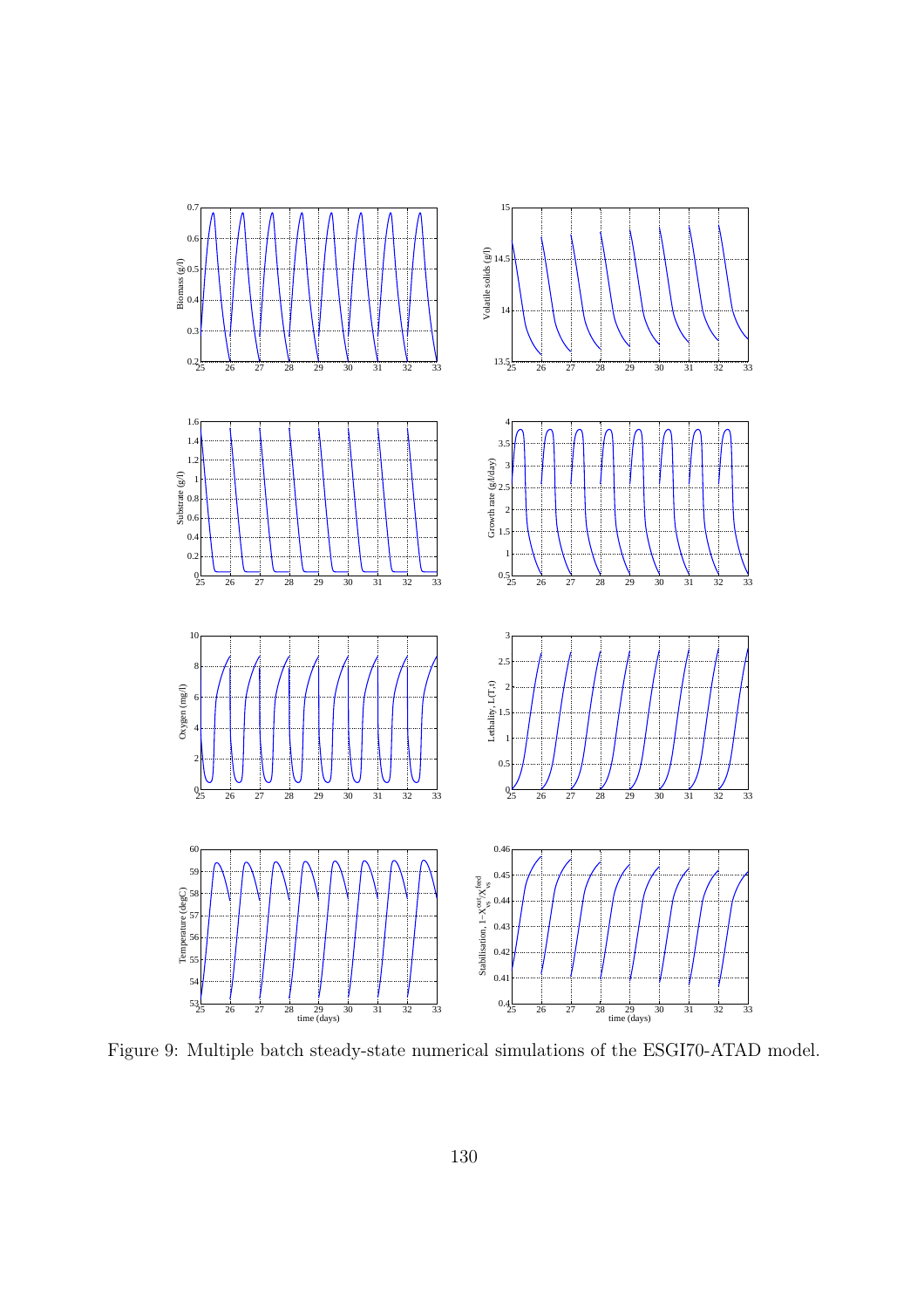Figure 9: Multiple batch steady-state numerical simulations of the ESGI70-ATAD model.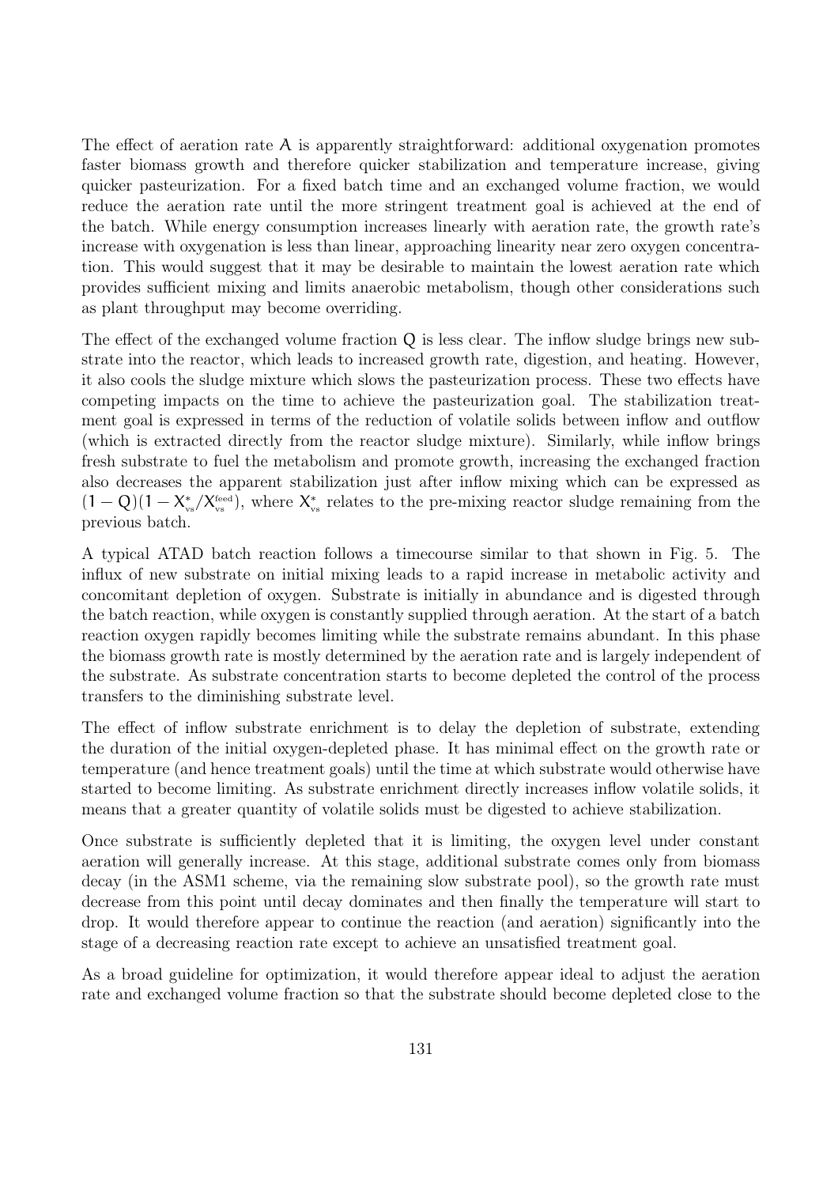The effect of aeration rate $\mathsf{A}$ is apparently straightforward: additional oxygenation promotes faster biomass growth and therefore quicker stabilization and temperature increase, giving quicker pasteurization. For a fixed batch time and an exchanged volume fraction, we would reduce the aeration rate until the more stringent treatment goal is achieved at the end of the batch. While energy consumption increases linearly with aeration rate, the growth rate's increase with oxygenation is less than linear, approaching linearity near zero oxygen concentration. This would suggest that it may be desirable to maintain the lowest aeration rate which provides sufficient mixing and limits anaerobic metabolism, though other considerations such as plant throughput may become overriding.

The effect of the exchanged volume fraction $\mathsf{Q}$ is less clear. The inflow sludge brings new substrate into the reactor, which leads to increased growth rate, digestion, and heating. However, it also cools the sludge mixture which slows the pasteurization process. These two effects have competing impacts on the time to achieve the pasteurization goal. The stabilization treatment goal is expressed in terms of the reduction of volatile solids between inflow and outflow (which is extracted directly from the reactor sludge mixture). Similarly, while inflow brings fresh substrate to fuel the metabolism and promote growth, increasing the exchanged fraction also decreases the apparent stabilization just after inflow mixing which can be expressed as $(1 - \mathsf{Q})(1 - \mathsf{X}^*_{\mathrm{vs}}/\mathsf{X}^{\mathrm{feed}}_{\mathrm{vs}})$, where $\mathsf{X}^*_{\mathrm{vs}}$ relates to the pre-mixing reactor sludge remaining from the previous batch.

A typical ATAD batch reaction follows a timecourse similar to that shown in Fig. 5. The influx of new substrate on initial mixing leads to a rapid increase in metabolic activity and concomitant depletion of oxygen. Substrate is initially in abundance and is digested through the batch reaction, while oxygen is constantly supplied through aeration. At the start of a batch reaction oxygen rapidly becomes limiting while the substrate remains abundant. In this phase the biomass growth rate is mostly determined by the aeration rate and is largely independent of the substrate. As substrate concentration starts to become depleted the control of the process transfers to the diminishing substrate level.

The effect of inflow substrate enrichment is to delay the depletion of substrate, extending the duration of the initial oxygen-depleted phase. It has minimal effect on the growth rate or temperature (and hence treatment goals) until the time at which substrate would otherwise have started to become limiting. As substrate enrichment directly increases inflow volatile solids, it means that a greater quantity of volatile solids must be digested to achieve stabilization.

Once substrate is sufficiently depleted that it is limiting, the oxygen level under constant aeration will generally increase. At this stage, additional substrate comes only from biomass decay (in the ASM1 scheme, via the remaining slow substrate pool), so the growth rate must decrease from this point until decay dominates and then finally the temperature will start to drop. It would therefore appear to continue the reaction (and aeration) significantly into the stage of a decreasing reaction rate except to achieve an unsatisfied treatment goal.

As a broad guideline for optimization, it would therefore appear ideal to adjust the aeration rate and exchanged volume fraction so that the substrate should become depleted close to the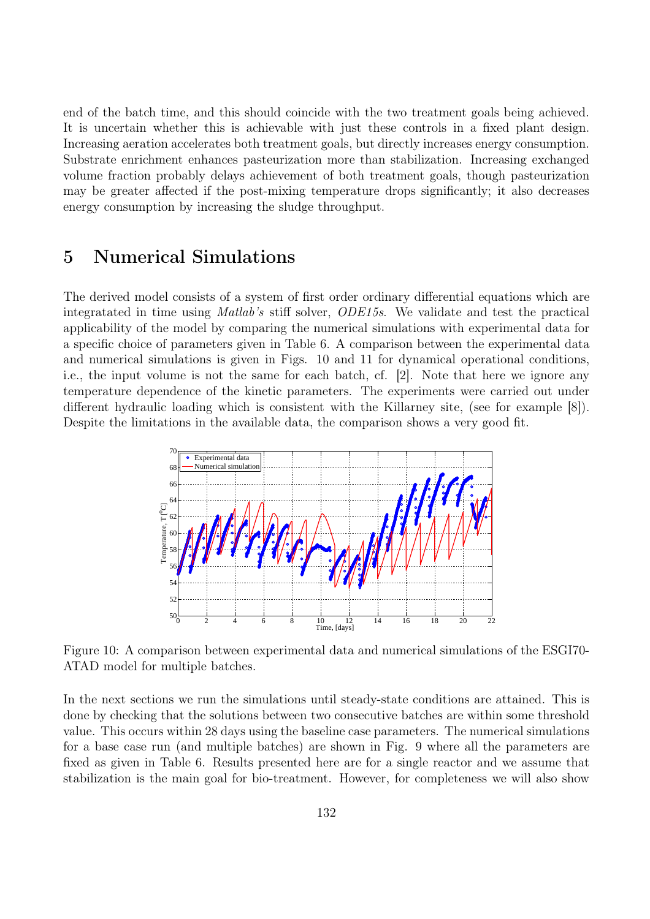end of the batch time, and this should coincide with the two treatment goals being achieved. It is uncertain whether this is achievable with just these controls in a fixed plant design. Increasing aeration accelerates both treatment goals, but directly increases energy consumption. Substrate enrichment enhances pasteurization more than stabilization. Increasing exchanged volume fraction probably delays achievement of both treatment goals, though pasteurization may be greater affected if the post-mixing temperature drops significantly; it also decreases energy consumption by increasing the sludge throughput.

## 5 Numerical Simulations

The derived model consists of a system of first order ordinary differential equations which are integratated in time using *Matlab's* stiff solver, *ODE15s*. We validate and test the practical applicability of the model by comparing the numerical simulations with experimental data for a specific choice of parameters given in Table 6. A comparison between the experimental data and numerical simulations is given in Figs. 10 and 11 for dynamical operational conditions, i.e., the input volume is not the same for each batch, cf. [2]. Note that here we ignore any temperature dependence of the kinetic parameters. The experiments were carried out under different hydraulic loading which is consistent with the Killarney site, (see for example [8]). Despite the limitations in the available data, the comparison shows a very good fit.

Figure 10: A comparison between experimental data and numerical simulations of the ESGI70-ATAD model for multiple batches.

In the next sections we run the simulations until steady-state conditions are attained. This is done by checking that the solutions between two consecutive batches are within some threshold value. This occurs within 28 days using the baseline case parameters. The numerical simulations for a base case run (and multiple batches) are shown in Fig. 9 where all the parameters are fixed as given in Table 6. Results presented here are for a single reactor and we assume that stabilization is the main goal for bio-treatment. However, for completeness we will also show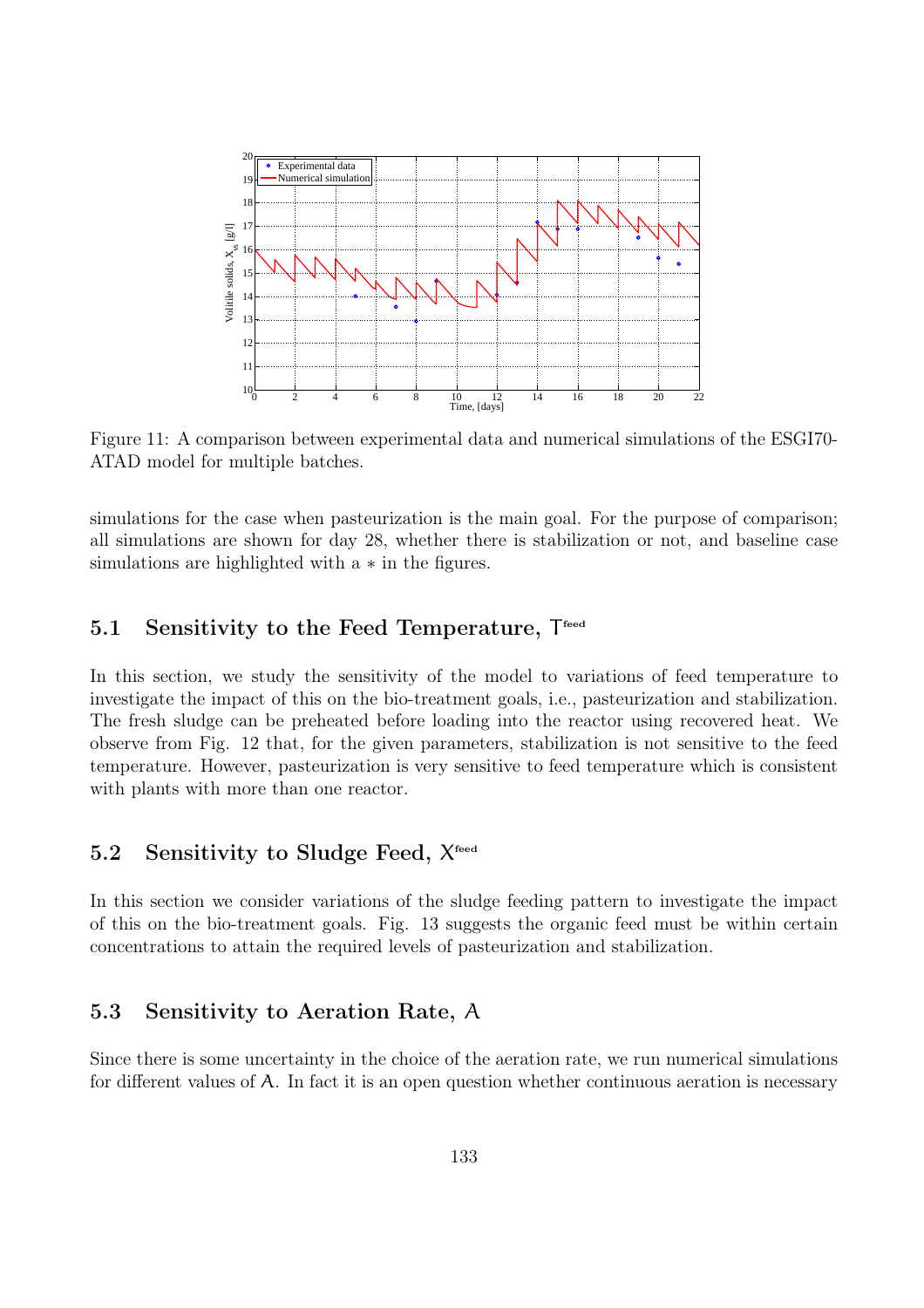Figure 11: A comparison between experimental data and numerical simulations of the ESGI70-ATAD model for multiple batches.

simulations for the case when pasteurization is the main goal. For the purpose of comparison; all simulations are shown for day 28, whether there is stabilization or not, and baseline case simulations are highlighted with a $*$ in the figures.

## 5.1 Sensitivity to the Feed Temperature, $T^{feed}$

In this section, we study the sensitivity of the model to variations of feed temperature to investigate the impact of this on the bio-treatment goals, i.e., pasteurization and stabilization. The fresh sludge can be preheated before loading into the reactor using recovered heat. We observe from Fig. 12 that, for the given parameters, stabilization is not sensitive to the feed temperature. However, pasteurization is very sensitive to feed temperature which is consistent with plants with more than one reactor.

## 5.2 Sensitivity to Sludge Feed, $X^{feed}$

In this section we consider variations of the sludge feeding pattern to investigate the impact of this on the bio-treatment goals. Fig. 13 suggests the organic feed must be within certain concentrations to attain the required levels of pasteurization and stabilization.

## 5.3 Sensitivity to Aeration Rate, $A$

Since there is some uncertainty in the choice of the aeration rate, we run numerical simulations for different values of $A$. In fact it is an open question whether continuous aeration is necessary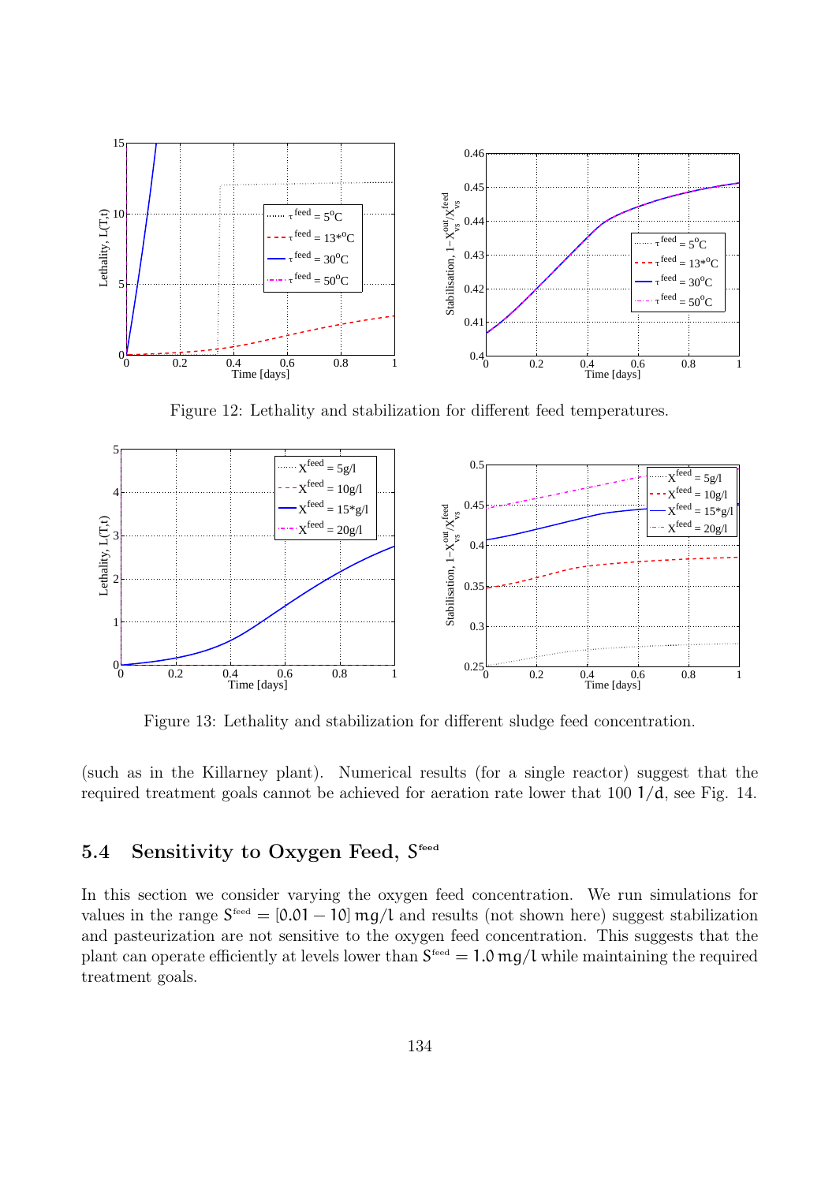Figure 12: Lethality and stabilization for different feed temperatures.

Figure 13: Lethality and stabilization for different sludge feed concentration.

(such as in the Killarney plant). Numerical results (for a single reactor) suggest that the required treatment goals cannot be achieved for aeration rate lower that 100 $1/\mathsf{d}$, see Fig. 14.

## 5.4 Sensitivity to Oxygen Feed, $S^{feed}$

In this section we consider varying the oxygen feed concentration. We run simulations for values in the range $S^{feed} = [0.01 - 10]$ mg/l and results (not shown here) suggest stabilization and pasteurization are not sensitive to the oxygen feed concentration. This suggests that the plant can operate efficiently at levels lower than $S^{feed} = 1.0$ mg/l while maintaining the required treatment goals.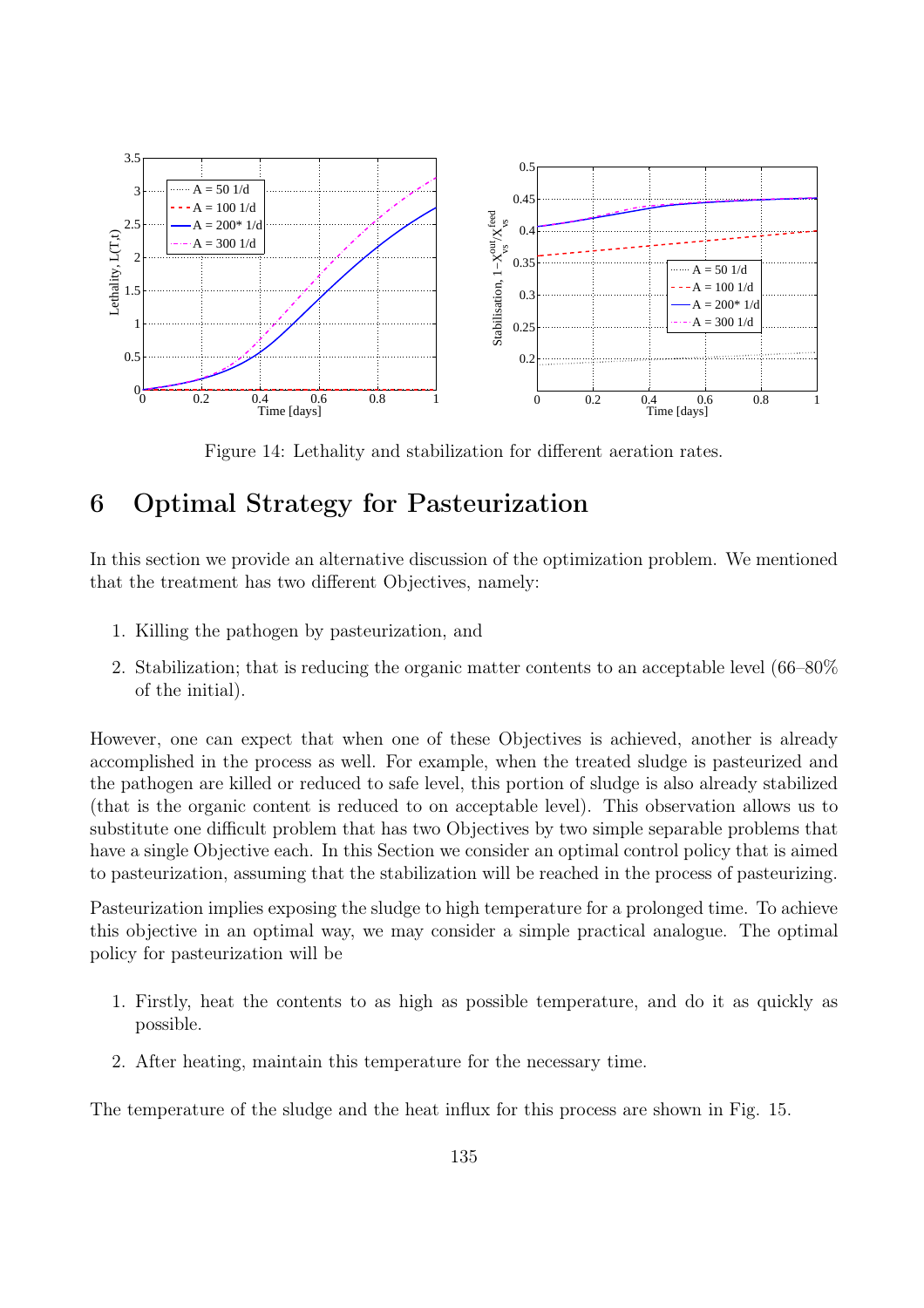Figure 14: Lethality and stabilization for different aeration rates.

# 6 Optimal Strategy for Pasteurization

In this section we provide an alternative discussion of the optimization problem. We mentioned that the treatment has two different Objectives, namely:

1. Killing the pathogen by pasteurization, and
2. Stabilization; that is reducing the organic matter contents to an acceptable level (66–80% of the initial).

However, one can expect that when one of these Objectives is achieved, another is already accomplished in the process as well. For example, when the treated sludge is pasteurized and the pathogen are killed or reduced to safe level, this portion of sludge is also already stabilized (that is the organic content is reduced to on acceptable level). This observation allows us to substitute one difficult problem that has two Objectives by two simple separable problems that have a single Objective each. In this Section we consider an optimal control policy that is aimed to pasteurization, assuming that the stabilization will be reached in the process of pasteurizing.

Pasteurization implies exposing the sludge to high temperature for a prolonged time. To achieve this objective in an optimal way, we may consider a simple practical analogue. The optimal policy for pasteurization will be

1. Firstly, heat the contents to as high as possible temperature, and do it as quickly as possible.
2. After heating, maintain this temperature for the necessary time.

The temperature of the sludge and the heat influx for this process are shown in Fig. 15.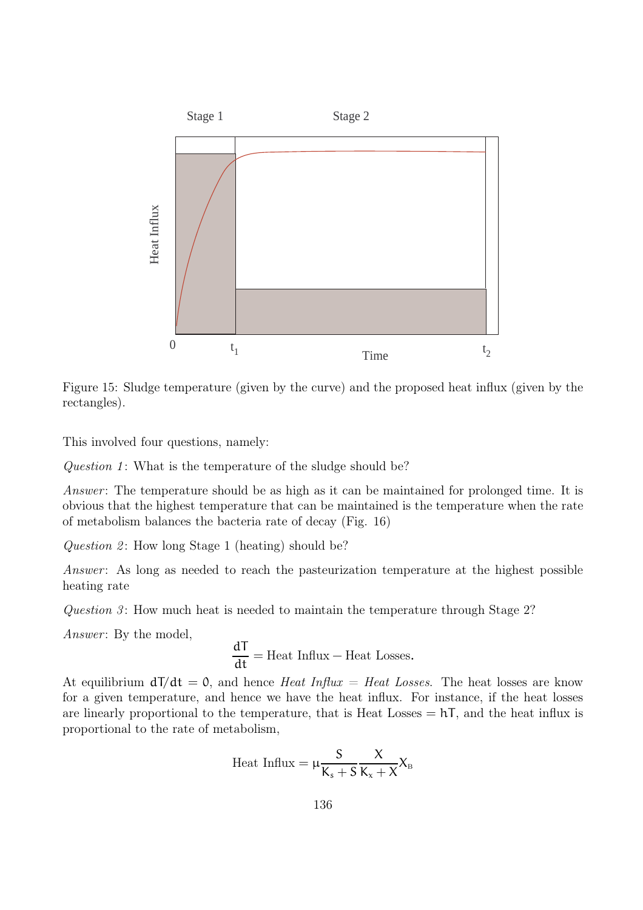Figure 15: Sludge temperature (given by the curve) and the proposed heat influx (given by the rectangles).

This involved four questions, namely:

*Question 1*: What is the temperature of the sludge should be?

*Answer*: The temperature should be as high as it can be maintained for prolonged time. It is obvious that the highest temperature that can be maintained is the temperature when the rate of metabolism balances the bacteria rate of decay (Fig. 16)

*Question 2*: How long Stage 1 (heating) should be?

*Answer*: As long as needed to reach the pasteurization temperature at the highest possible heating rate

*Question 3*: How much heat is needed to maintain the temperature through Stage 2?

*Answer*: By the model,

$$\frac{dT}{dt} = \text{Heat Influx} - \text{Heat Losses}.$$

At equilibrium $dT/dt = 0$, and hence *Heat Influx = Heat Losses*. The heat losses are know for a given temperature, and hence we have the heat influx. For instance, if the heat losses are linearly proportional to the temperature, that is Heat Losses $= hT$, and the heat influx is proportional to the rate of metabolism,

$$\text{Heat Influx} = \mu \frac{S}{K_s + S} \frac{X}{K_x + X} X_B$$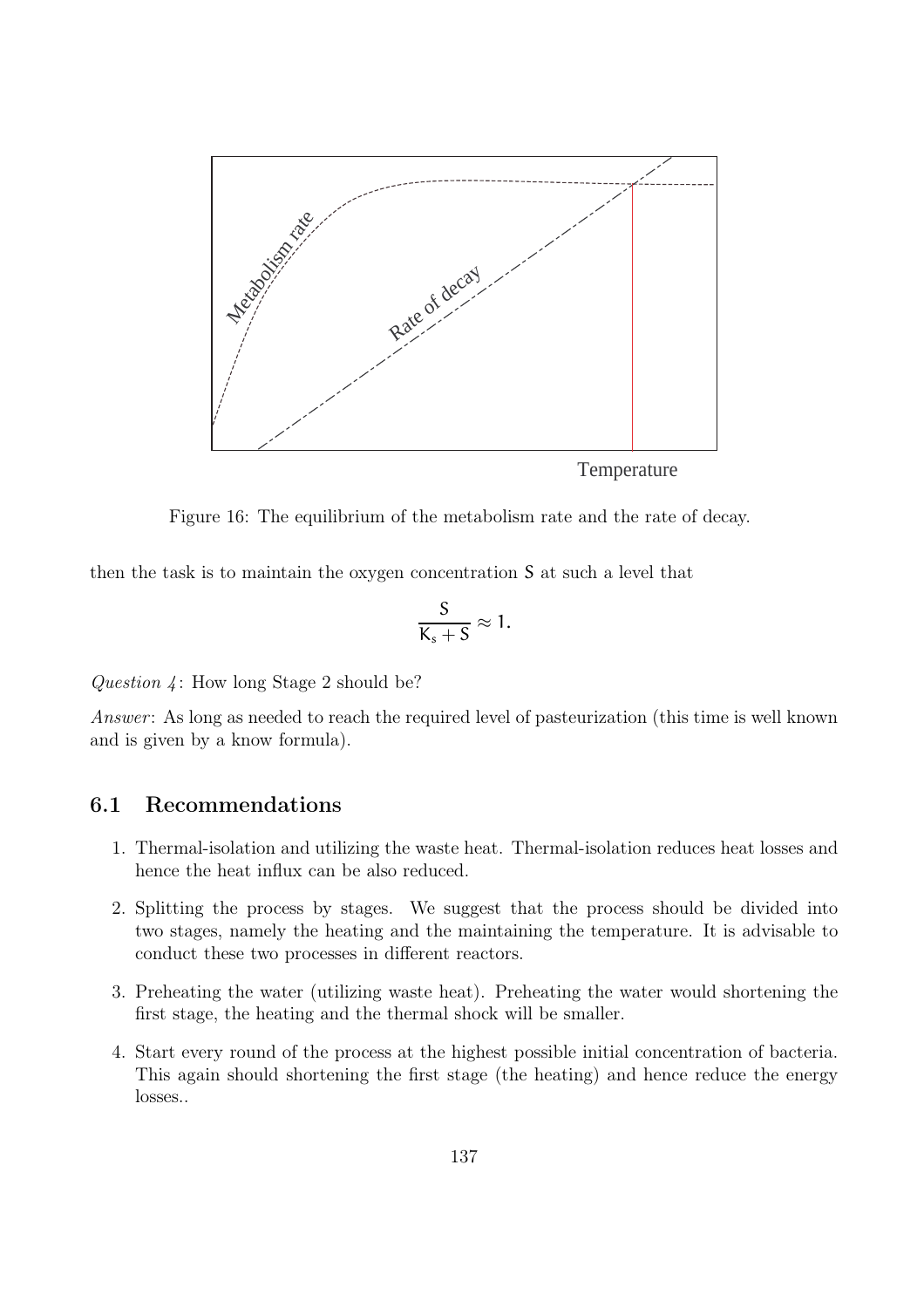Metabolism rate

Rate of decay

Temperature

Figure 16: The equilibrium of the metabolism rate and the rate of decay.

then the task is to maintain the oxygen concentration $S$ at such a level that

$$\frac{S}{K_s + S} \approx 1.$$

*Question 4*: How long Stage 2 should be?

*Answer*: As long as needed to reach the required level of pasteurization (this time is well known and is given by a know formula).

## 6.1 Recommendations

1. Thermal-isolation and utilizing the waste heat. Thermal-isolation reduces heat losses and hence the heat influx can be also reduced.
2. Splitting the process by stages. We suggest that the process should be divided into two stages, namely the heating and the maintaining the temperature. It is advisable to conduct these two processes in different reactors.
3. Preheating the water (utilizing waste heat). Preheating the water would shortening the first stage, the heating and the thermal shock will be smaller.
4. Start every round of the process at the highest possible initial concentration of bacteria. This again should shortening the first stage (the heating) and hence reduce the energy losses..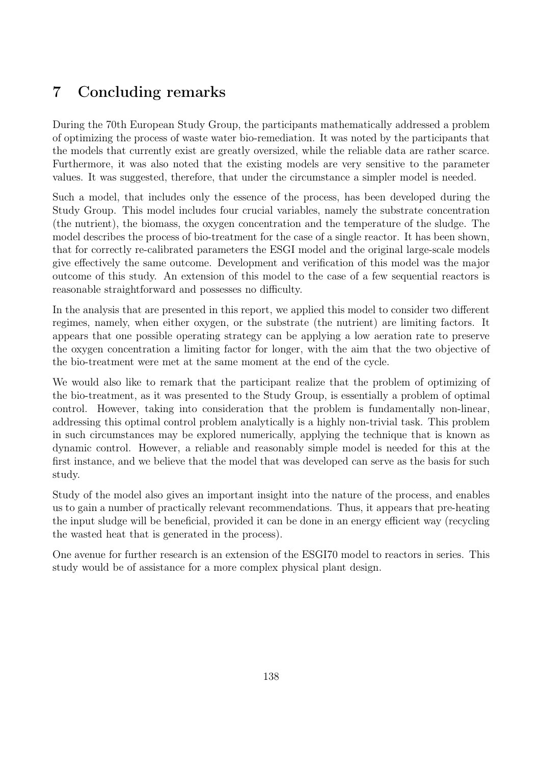## 7 Concluding remarks

During the 70th European Study Group, the participants mathematically addressed a problem of optimizing the process of waste water bio-remediation. It was noted by the participants that the models that currently exist are greatly oversized, while the reliable data are rather scarce. Furthermore, it was also noted that the existing models are very sensitive to the parameter values. It was suggested, therefore, that under the circumstance a simpler model is needed.

Such a model, that includes only the essence of the process, has been developed during the Study Group. This model includes four crucial variables, namely the substrate concentration (the nutrient), the biomass, the oxygen concentration and the temperature of the sludge. The model describes the process of bio-treatment for the case of a single reactor. It has been shown, that for correctly re-calibrated parameters the ESGI model and the original large-scale models give effectively the same outcome. Development and verification of this model was the major outcome of this study. An extension of this model to the case of a few sequential reactors is reasonable straightforward and possesses no difficulty.

In the analysis that are presented in this report, we applied this model to consider two different regimes, namely, when either oxygen, or the substrate (the nutrient) are limiting factors. It appears that one possible operating strategy can be applying a low aeration rate to preserve the oxygen concentration a limiting factor for longer, with the aim that the two objective of the bio-treatment were met at the same moment at the end of the cycle.

We would also like to remark that the participant realize that the problem of optimizing of the bio-treatment, as it was presented to the Study Group, is essentially a problem of optimal control. However, taking into consideration that the problem is fundamentally non-linear, addressing this optimal control problem analytically is a highly non-trivial task. This problem in such circumstances may be explored numerically, applying the technique that is known as dynamic control. However, a reliable and reasonably simple model is needed for this at the first instance, and we believe that the model that was developed can serve as the basis for such study.

Study of the model also gives an important insight into the nature of the process, and enables us to gain a number of practically relevant recommendations. Thus, it appears that pre-heating the input sludge will be beneficial, provided it can be done in an energy efficient way (recycling the wasted heat that is generated in the process).

One avenue for further research is an extension of the ESGI70 model to reactors in series. This study would be of assistance for a more complex physical plant design.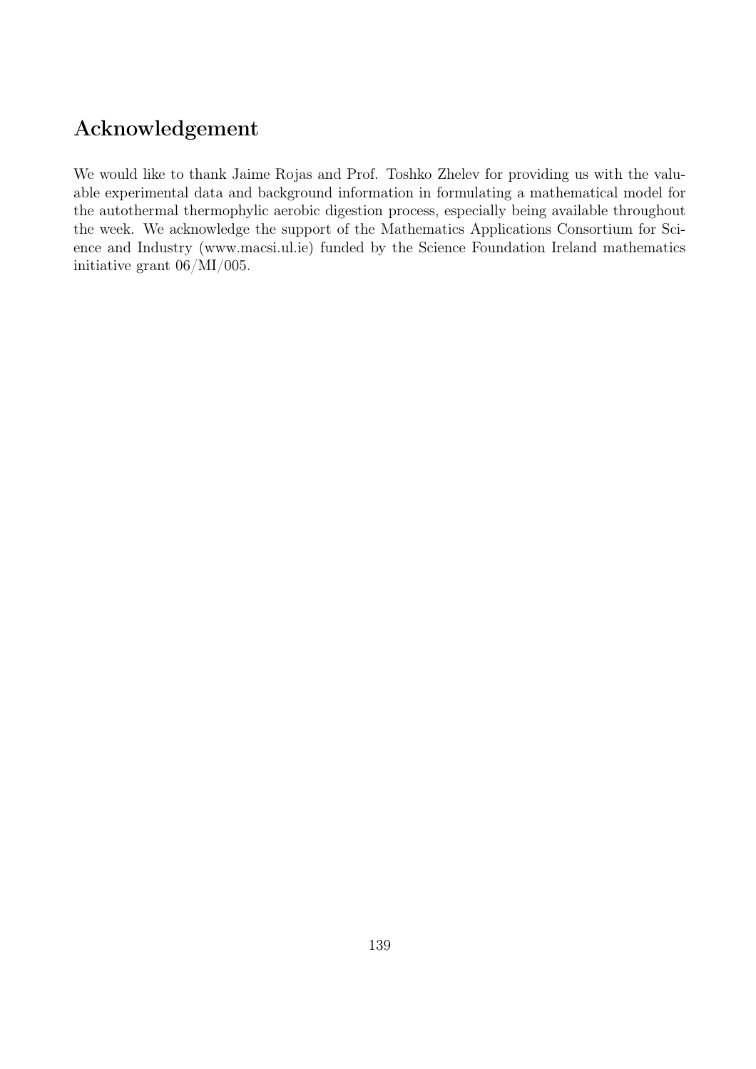## Acknowledgement

We would like to thank Jaime Rojas and Prof. Toshko Zhelev for providing us with the valuable experimental data and background information in formulating a mathematical model for the autothermal thermophylic aerobic digestion process, especially being available throughout the week. We acknowledge the support of the Mathematics Applications Consortium for Science and Industry (www.macsi.ul.ie) funded by the Science Foundation Ireland mathematics initiative grant 06/MI/005.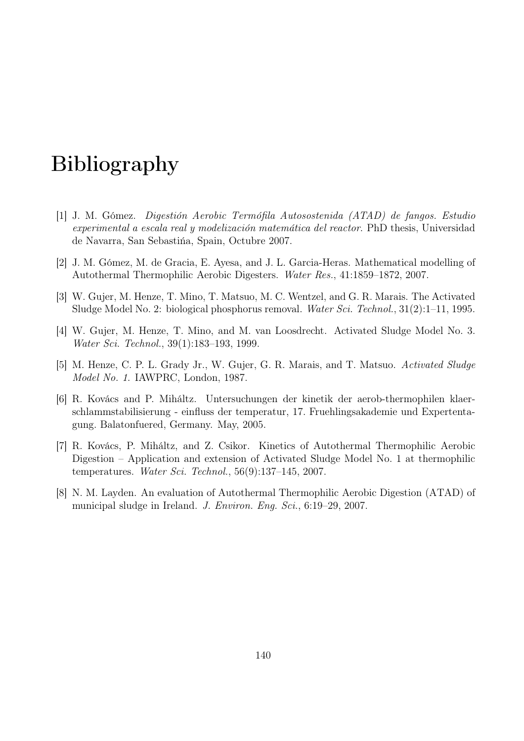# Bibliography

[1] J. M. Gómez. *Digestión Aerobic Termófila Autosostenida (ATAD) de fangos. Estudio experimental a escala real y modelización matemática del reactor*. PhD thesis, Universidad de Navarra, San Sebastińa, Spain, Octubre 2007.

[2] J. M. Gómez, M. de Gracia, E. Ayesa, and J. L. Garcia-Heras. Mathematical modelling of Autothermal Thermophilic Aerobic Digesters. *Water Res.*, 41:1859–1872, 2007.

[3] W. Gujer, M. Henze, T. Mino, T. Matsuo, M. C. Wentzel, and G. R. Marais. The Activated Sludge Model No. 2: biological phosphorus removal. *Water Sci. Technol.*, 31(2):1–11, 1995.

[4] W. Gujer, M. Henze, T. Mino, and M. van Loosdrecht. Activated Sludge Model No. 3. *Water Sci. Technol.*, 39(1):183–193, 1999.

[5] M. Henze, C. P. L. Grady Jr., W. Gujer, G. R. Marais, and T. Matsuo. *Activated Sludge Model No. 1.* IAWPRC, London, 1987.

[6] R. Kovács and P. Miháltz. Untersuchungen der kinetik der aerob-thermophilen klaerschlammstabilisierung - einfluss der temperatur, 17. Fruehlingsakademie und Expertentagung. Balatonfuered, Germany. May, 2005.

[7] R. Kovács, P. Miháltz, and Z. Csikor. Kinetics of Autothermal Thermophilic Aerobic Digestion – Application and extension of Activated Sludge Model No. 1 at thermophilic temperatures. *Water Sci. Technol.*, 56(9):137–145, 2007.

[8] N. M. Layden. An evaluation of Autothermal Thermophilic Aerobic Digestion (ATAD) of municipal sludge in Ireland. *J. Environ. Eng. Sci.*, 6:19–29, 2007.